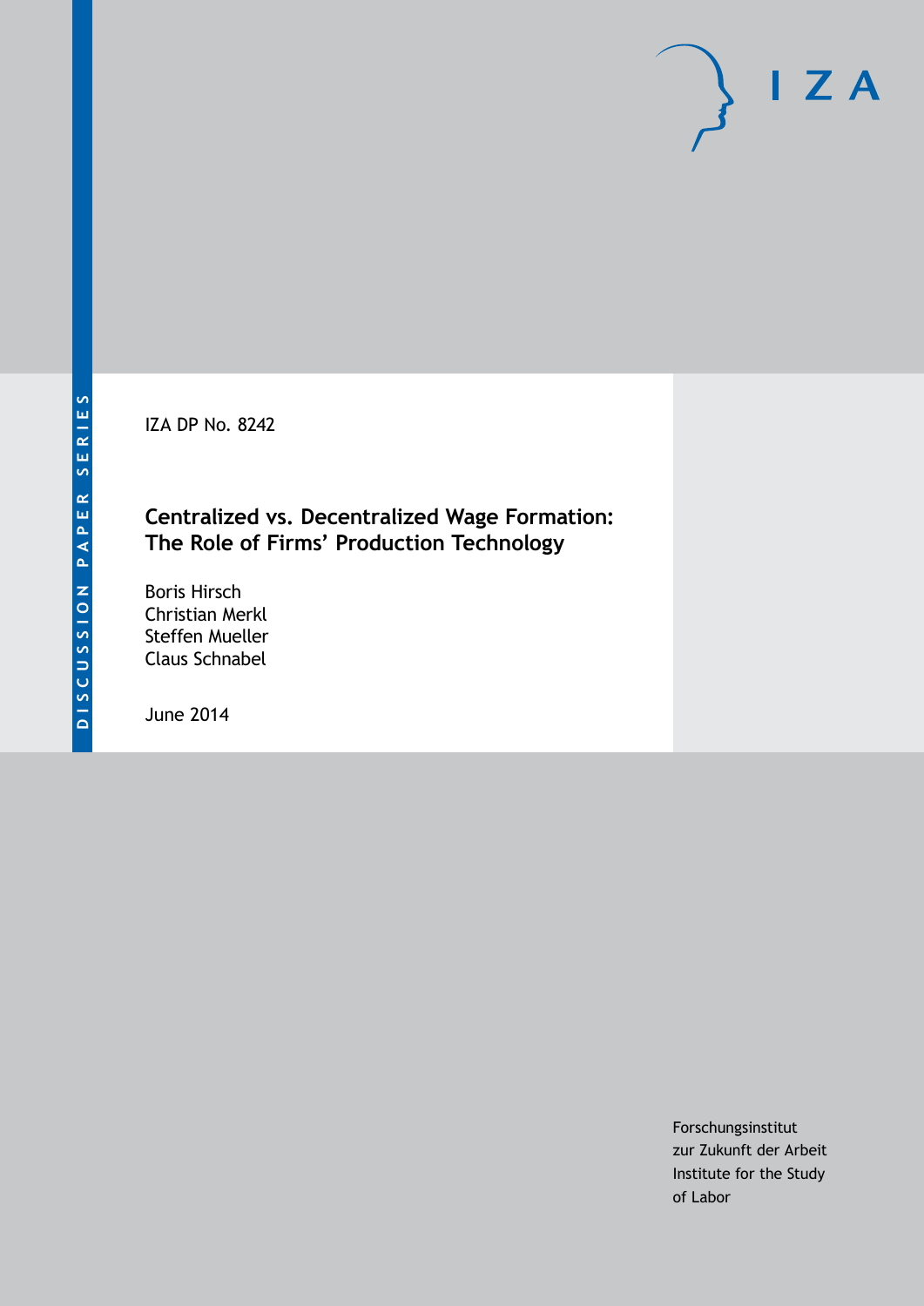DISCUSSION PAPER SERIES

IZA

IZA DP No. 8242

# Centralized vs. Decentralized Wage Formation: The Role of Firms' Production Technology

Boris Hirsch
Christian Merkl
Steffen Mueller
Claus Schnabel

June 2014

Forschungsinstitut
zur Zukunft der Arbeit
Institute for the Study
of Labor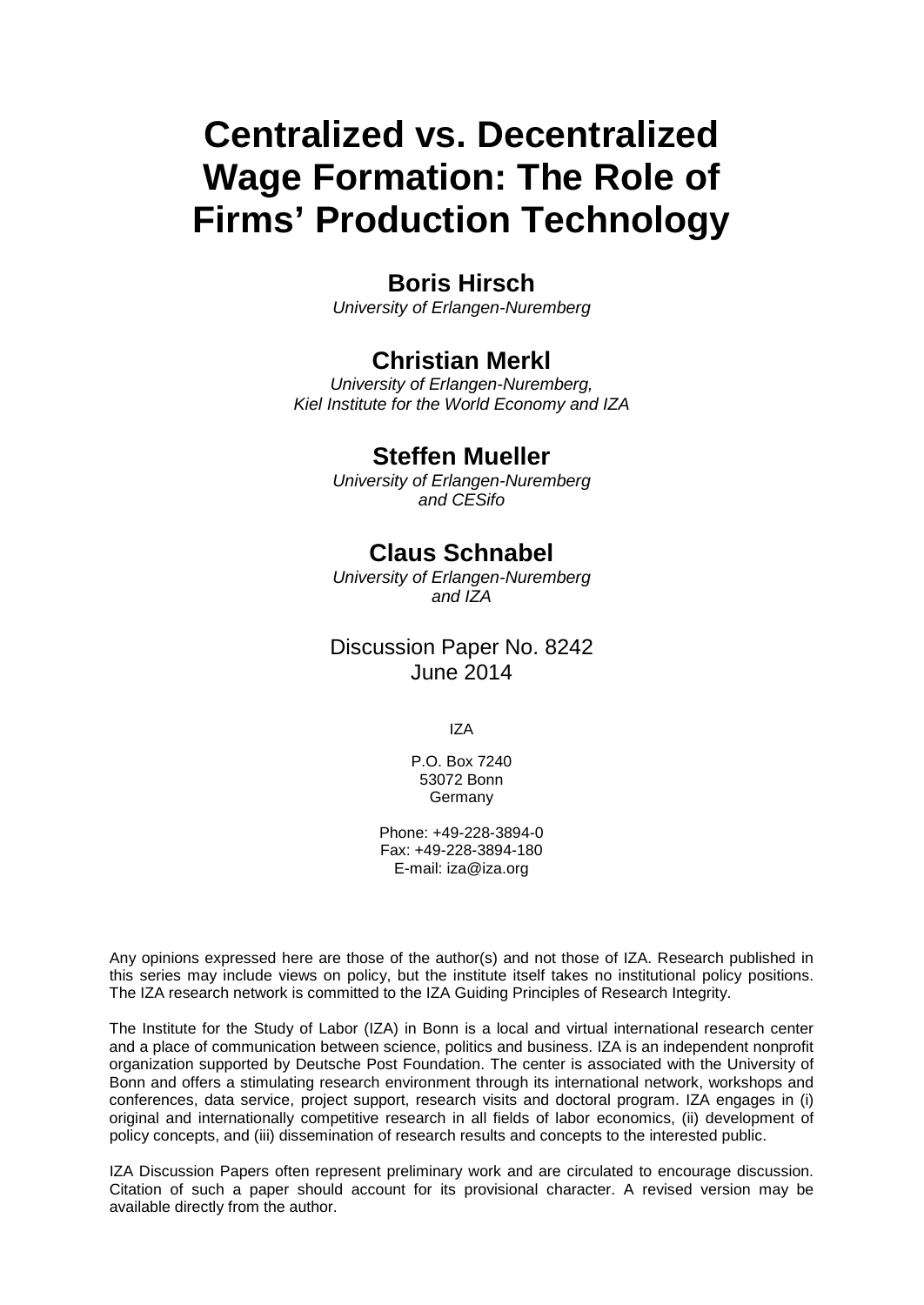# Centralized vs. Decentralized Wage Formation: The Role of Firms' Production Technology

**Boris Hirsch**
*University of Erlangen-Nuremberg*

**Christian Merkl**
*University of Erlangen-Nuremberg, Kiel Institute for the World Economy and IZA*

**Steffen Mueller**
*University of Erlangen-Nuremberg and CESifo*

**Claus Schnabel**
*University of Erlangen-Nuremberg and IZA*

Discussion Paper No. 8242
June 2014

IZA

P.O. Box 7240
53072 Bonn
Germany

Phone: +49-228-3894-0
Fax: +49-228-3894-180
E-mail: iza@iza.org

Any opinions expressed here are those of the author(s) and not those of IZA. Research published in this series may include views on policy, but the institute itself takes no institutional policy positions. The IZA research network is committed to the IZA Guiding Principles of Research Integrity.

The Institute for the Study of Labor (IZA) in Bonn is a local and virtual international research center and a place of communication between science, politics and business. IZA is an independent nonprofit organization supported by Deutsche Post Foundation. The center is associated with the University of Bonn and offers a stimulating research environment through its international network, workshops and conferences, data service, project support, research visits and doctoral program. IZA engages in (i) original and internationally competitive research in all fields of labor economics, (ii) development of policy concepts, and (iii) dissemination of research results and concepts to the interested public.

IZA Discussion Papers often represent preliminary work and are circulated to encourage discussion. Citation of such a paper should account for its provisional character. A revised version may be available directly from the author.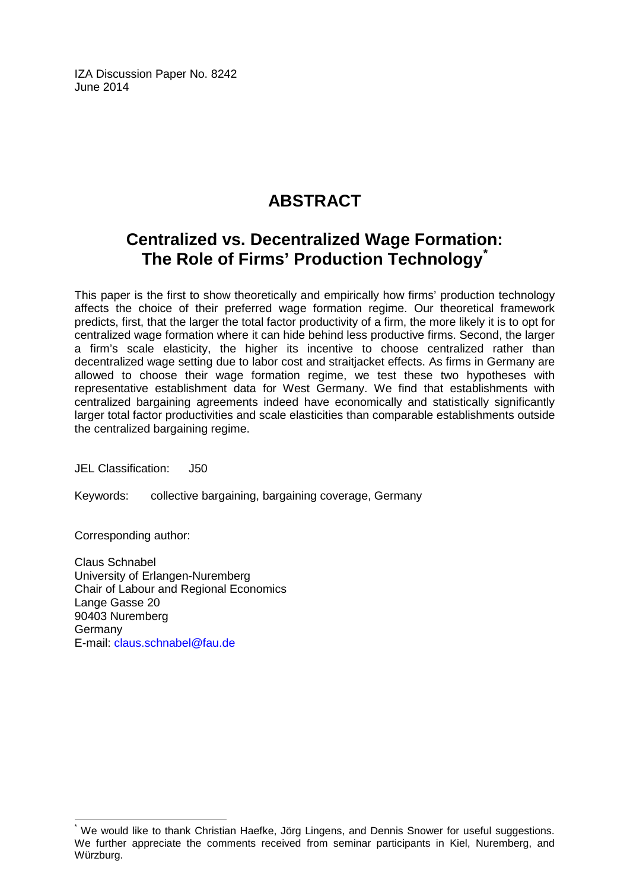IZA Discussion Paper No. 8242
June 2014

# ABSTRACT

## Centralized vs. Decentralized Wage Formation: The Role of Firms' Production Technology[*]

This paper is the first to show theoretically and empirically how firms' production technology affects the choice of their preferred wage formation regime. Our theoretical framework predicts, first, that the larger the total factor productivity of a firm, the more likely it is to opt for centralized wage formation where it can hide behind less productive firms. Second, the larger a firm's scale elasticity, the higher its incentive to choose centralized rather than decentralized wage setting due to labor cost and straitjacket effects. As firms in Germany are allowed to choose their wage formation regime, we test these two hypotheses with representative establishment data for West Germany. We find that establishments with centralized bargaining agreements indeed have economically and statistically significantly larger total factor productivities and scale elasticities than comparable establishments outside the centralized bargaining regime.

JEL Classification: J50

Keywords: collective bargaining, bargaining coverage, Germany

Corresponding author:

Claus Schnabel
University of Erlangen-Nuremberg
Chair of Labour and Regional Economics
Lange Gasse 20
90403 Nuremberg
Germany
E-mail: claus.schnabel@fau.de

---

[*] We would like to thank Christian Haefke, Jörg Lingens, and Dennis Snower for useful suggestions. We further appreciate the comments received from seminar participants in Kiel, Nuremberg, and Würzburg.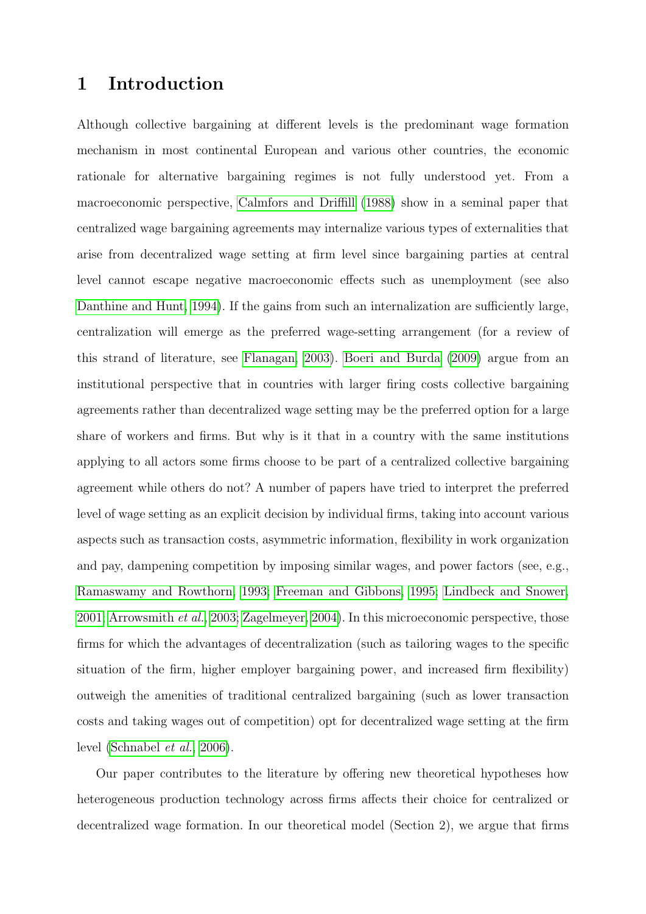# 1 Introduction

Although collective bargaining at different levels is the predominant wage formation mechanism in most continental European and various other countries, the economic rationale for alternative bargaining regimes is not fully understood yet. From a macroeconomic perspective, Calmfors and Driffill (1988) show in a seminal paper that centralized wage bargaining agreements may internalize various types of externalities that arise from decentralized wage setting at firm level since bargaining parties at central level cannot escape negative macroeconomic effects such as unemployment (see also Danthine and Hunt, 1994). If the gains from such an internalization are sufficiently large, centralization will emerge as the preferred wage-setting arrangement (for a review of this strand of literature, see Flanagan, 2003). Boeri and Burda (2009) argue from an institutional perspective that in countries with larger firing costs collective bargaining agreements rather than decentralized wage setting may be the preferred option for a large share of workers and firms. But why is it that in a country with the same institutions applying to all actors some firms choose to be part of a centralized collective bargaining agreement while others do not? A number of papers have tried to interpret the preferred level of wage setting as an explicit decision by individual firms, taking into account various aspects such as transaction costs, asymmetric information, flexibility in work organization and pay, dampening competition by imposing similar wages, and power factors (see, e.g., Ramaswamy and Rowthorn, 1993; Freeman and Gibbons, 1995; Lindbeck and Snower, 2001; Arrowsmith *et al.*, 2003; Zagelmeyer, 2004). In this microeconomic perspective, those firms for which the advantages of decentralization (such as tailoring wages to the specific situation of the firm, higher employer bargaining power, and increased firm flexibility) outweigh the amenities of traditional centralized bargaining (such as lower transaction costs and taking wages out of competition) opt for decentralized wage setting at the firm level (Schnabel *et al.*, 2006).

Our paper contributes to the literature by offering new theoretical hypotheses how heterogeneous production technology across firms affects their choice for centralized or decentralized wage formation. In our theoretical model (Section 2), we argue that firms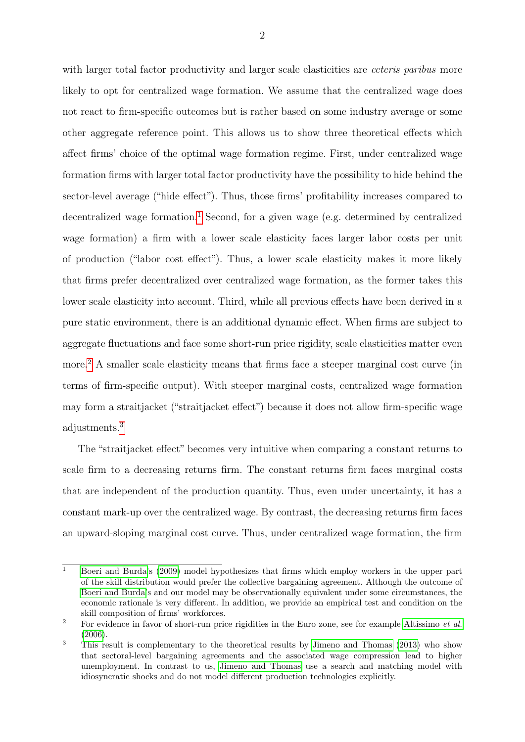with larger total factor productivity and larger scale elasticities are *ceteris paribus* more likely to opt for centralized wage formation. We assume that the centralized wage does not react to firm-specific outcomes but is rather based on some industry average or some other aggregate reference point. This allows us to show three theoretical effects which affect firms' choice of the optimal wage formation regime. First, under centralized wage formation firms with larger total factor productivity have the possibility to hide behind the sector-level average ("hide effect"). Thus, those firms' profitability increases compared to decentralized wage formation.[1] Second, for a given wage (e.g. determined by centralized wage formation) a firm with a lower scale elasticity faces larger labor costs per unit of production ("labor cost effect"). Thus, a lower scale elasticity makes it more likely that firms prefer decentralized over centralized wage formation, as the former takes this lower scale elasticity into account. Third, while all previous effects have been derived in a pure static environment, there is an additional dynamic effect. When firms are subject to aggregate fluctuations and face some short-run price rigidity, scale elasticities matter even more.[2] A smaller scale elasticity means that firms face a steeper marginal cost curve (in terms of firm-specific output). With steeper marginal costs, centralized wage formation may form a straitjacket ("straitjacket effect") because it does not allow firm-specific wage adjustments.[3]

The "straitjacket effect" becomes very intuitive when comparing a constant returns to scale firm to a decreasing returns firm. The constant returns firm faces marginal costs that are independent of the production quantity. Thus, even under uncertainty, it has a constant mark-up over the centralized wage. By contrast, the decreasing returns firm faces an upward-sloping marginal cost curve. Thus, under centralized wage formation, the firm

---

[1] Boeri and Burda's (2009) model hypothesizes that firms which employ workers in the upper part of the skill distribution would prefer the collective bargaining agreement. Although the outcome of Boeri and Burda's and our model may be observationally equivalent under some circumstances, the economic rationale is very different. In addition, we provide an empirical test and condition on the skill composition of firms' workforces.

[2] For evidence in favor of short-run price rigidities in the Euro zone, see for example Altissimo *et al.* (2006).

[3] This result is complementary to the theoretical results by Jimeno and Thomas (2013) who show that sectoral-level bargaining agreements and the associated wage compression lead to higher unemployment. In contrast to us, Jimeno and Thomas use a search and matching model with idiosyncratic shocks and do not model different production technologies explicitly.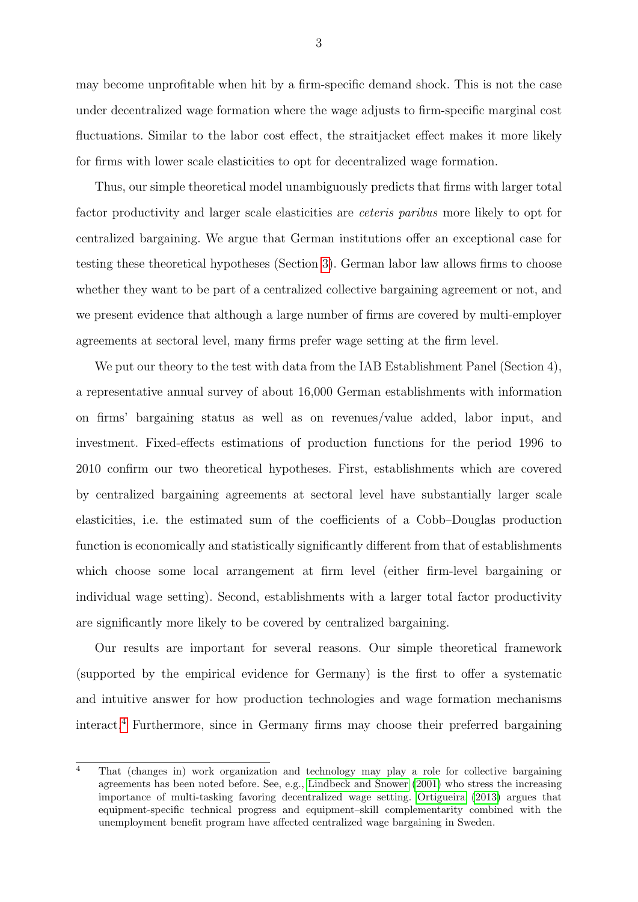may become unprofitable when hit by a firm-specific demand shock. This is not the case under decentralized wage formation where the wage adjusts to firm-specific marginal cost fluctuations. Similar to the labor cost effect, the straitjacket effect makes it more likely for firms with lower scale elasticities to opt for decentralized wage formation.

Thus, our simple theoretical model unambiguously predicts that firms with larger total factor productivity and larger scale elasticities are *ceteris paribus* more likely to opt for centralized bargaining. We argue that German institutions offer an exceptional case for testing these theoretical hypotheses (Section 3). German labor law allows firms to choose whether they want to be part of a centralized collective bargaining agreement or not, and we present evidence that although a large number of firms are covered by multi-employer agreements at sectoral level, many firms prefer wage setting at the firm level.

We put our theory to the test with data from the IAB Establishment Panel (Section 4), a representative annual survey of about 16,000 German establishments with information on firms' bargaining status as well as on revenues/value added, labor input, and investment. Fixed-effects estimations of production functions for the period 1996 to 2010 confirm our two theoretical hypotheses. First, establishments which are covered by centralized bargaining agreements at sectoral level have substantially larger scale elasticities, i.e. the estimated sum of the coefficients of a Cobb–Douglas production function is economically and statistically significantly different from that of establishments which choose some local arrangement at firm level (either firm-level bargaining or individual wage setting). Second, establishments with a larger total factor productivity are significantly more likely to be covered by centralized bargaining.

Our results are important for several reasons. Our simple theoretical framework (supported by the empirical evidence for Germany) is the first to offer a systematic and intuitive answer for how production technologies and wage formation mechanisms interact.[4] Furthermore, since in Germany firms may choose their preferred bargaining

[4] That (changes in) work organization and technology may play a role for collective bargaining agreements has been noted before. See, e.g., Lindbeck and Snower (2001) who stress the increasing importance of multi-tasking favoring decentralized wage setting. Ortigueira (2013) argues that equipment-specific technical progress and equipment–skill complementarity combined with the unemployment benefit program have affected centralized wage bargaining in Sweden.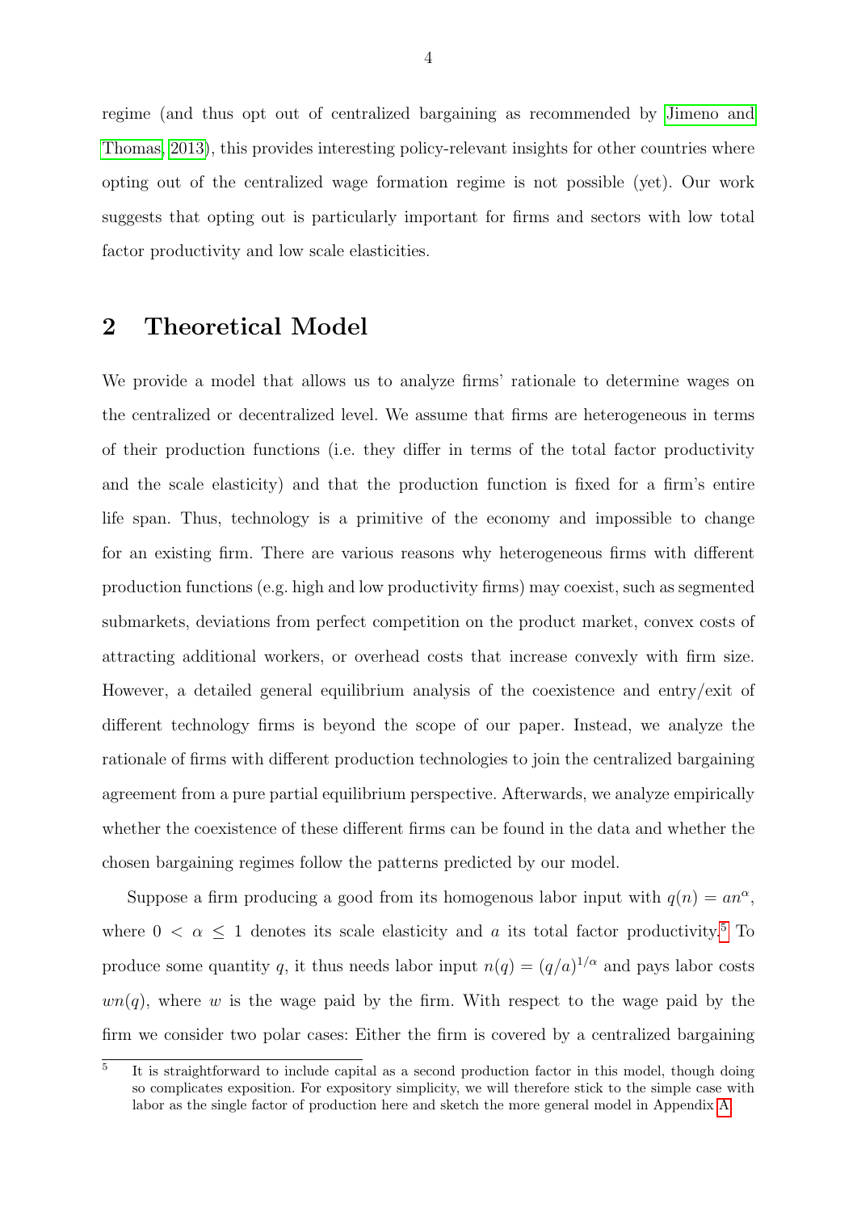regime (and thus opt out of centralized bargaining as recommended by Jimeno and Thomas, 2013), this provides interesting policy-relevant insights for other countries where opting out of the centralized wage formation regime is not possible (yet). Our work suggests that opting out is particularly important for firms and sectors with low total factor productivity and low scale elasticities.

## 2 Theoretical Model

We provide a model that allows us to analyze firms' rationale to determine wages on the centralized or decentralized level. We assume that firms are heterogeneous in terms of their production functions (i.e. they differ in terms of the total factor productivity and the scale elasticity) and that the production function is fixed for a firm's entire life span. Thus, technology is a primitive of the economy and impossible to change for an existing firm. There are various reasons why heterogeneous firms with different production functions (e.g. high and low productivity firms) may coexist, such as segmented submarkets, deviations from perfect competition on the product market, convex costs of attracting additional workers, or overhead costs that increase convexly with firm size. However, a detailed general equilibrium analysis of the coexistence and entry/exit of different technology firms is beyond the scope of our paper. Instead, we analyze the rationale of firms with different production technologies to join the centralized bargaining agreement from a pure partial equilibrium perspective. Afterwards, we analyze empirically whether the coexistence of these different firms can be found in the data and whether the chosen bargaining regimes follow the patterns predicted by our model.

Suppose a firm producing a good from its homogenous labor input with $q(n) = an^{\alpha}$, where $0 < \alpha \leq 1$ denotes its scale elasticity and $a$ its total factor productivity.[5] To produce some quantity $q$, it thus needs labor input $n(q) = (q/a)^{1/\alpha}$ and pays labor costs $wn(q)$, where $w$ is the wage paid by the firm. With respect to the wage paid by the firm we consider two polar cases: Either the firm is covered by a centralized bargaining

[5] It is straightforward to include capital as a second production factor in this model, though doing so complicates exposition. For expository simplicity, we will therefore stick to the simple case with labor as the single factor of production here and sketch the more general model in Appendix A.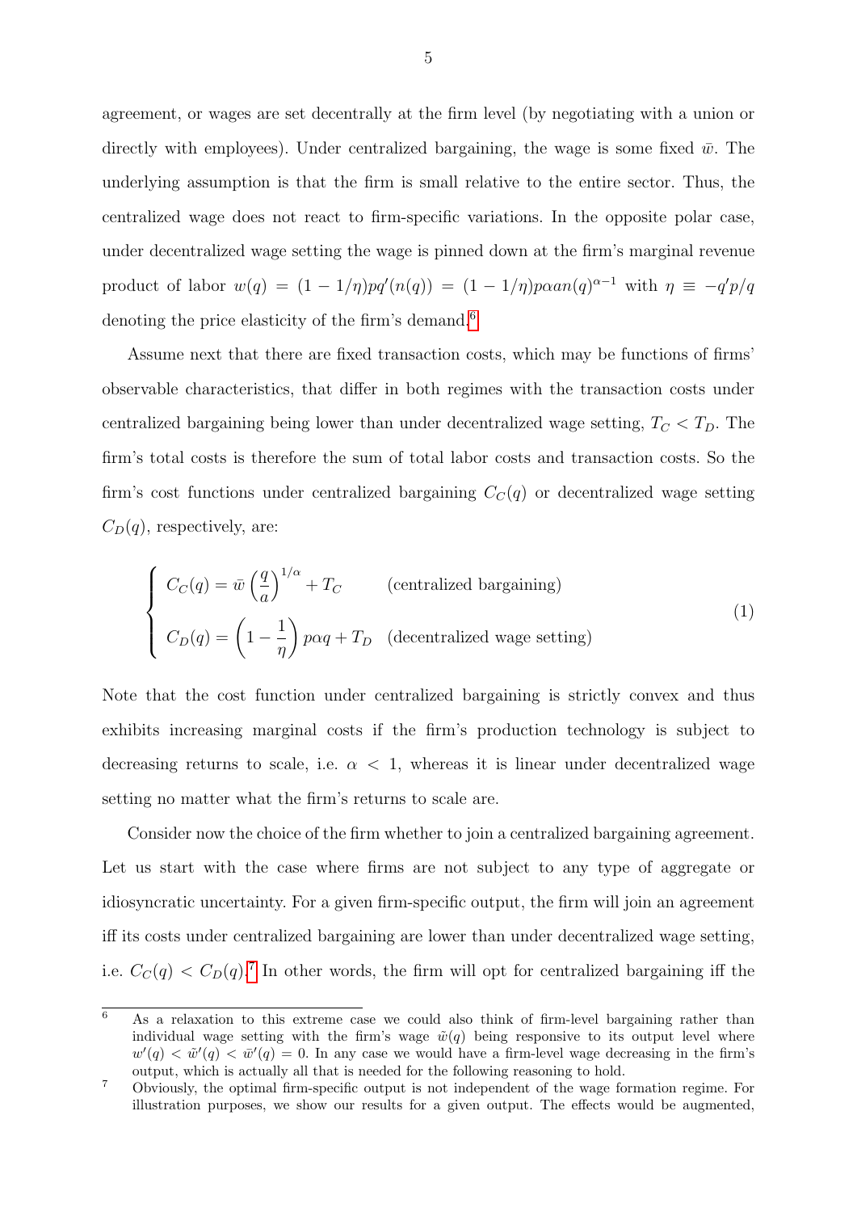agreement, or wages are set decentrally at the firm level (by negotiating with a union or directly with employees). Under centralized bargaining, the wage is some fixed $\bar{w}$. The underlying assumption is that the firm is small relative to the entire sector. Thus, the centralized wage does not react to firm-specific variations. In the opposite polar case, under decentralized wage setting the wage is pinned down at the firm's marginal revenue product of labor $w(q) = (1 - 1/\eta)pq'(n(q)) = (1 - 1/\eta)p\alpha an(q)^{\alpha-1}$ with $\eta \equiv -q'p/q$ denoting the price elasticity of the firm's demand.[6]

Assume next that there are fixed transaction costs, which may be functions of firms' observable characteristics, that differ in both regimes with the transaction costs under centralized bargaining being lower than under decentralized wage setting, $T_C < T_D$. The firm's total costs is therefore the sum of total labor costs and transaction costs. So the firm's cost functions under centralized bargaining $C_C(q)$ or decentralized wage setting $C_D(q)$, respectively, are:

$$
\begin{cases}
C_C(q) = \bar{w}\left(\dfrac{q}{a}\right)^{1/\alpha} + T_C & \text{(centralized bargaining)} \\[2ex]
C_D(q) = \left(1 - \dfrac{1}{\eta}\right)p\alpha q + T_D & \text{(decentralized wage setting)}
\end{cases}
\tag{1}
$$

Note that the cost function under centralized bargaining is strictly convex and thus exhibits increasing marginal costs if the firm's production technology is subject to decreasing returns to scale, i.e. $\alpha < 1$, whereas it is linear under decentralized wage setting no matter what the firm's returns to scale are.

Consider now the choice of the firm whether to join a centralized bargaining agreement. Let us start with the case where firms are not subject to any type of aggregate or idiosyncratic uncertainty. For a given firm-specific output, the firm will join an agreement iff its costs under centralized bargaining are lower than under decentralized wage setting, i.e. $C_C(q) < C_D(q)$.[7] In other words, the firm will opt for centralized bargaining iff the

---

[6] As a relaxation to this extreme case we could also think of firm-level bargaining rather than individual wage setting with the firm's wage $\tilde{w}(q)$ being responsive to its output level where $w'(q) < \tilde{w}'(q) < \bar{w}'(q) = 0$. In any case we would have a firm-level wage decreasing in the firm's output, which is actually all that is needed for the following reasoning to hold.

[7] Obviously, the optimal firm-specific output is not independent of the wage formation regime. For illustration purposes, we show our results for a given output. The effects would be augmented,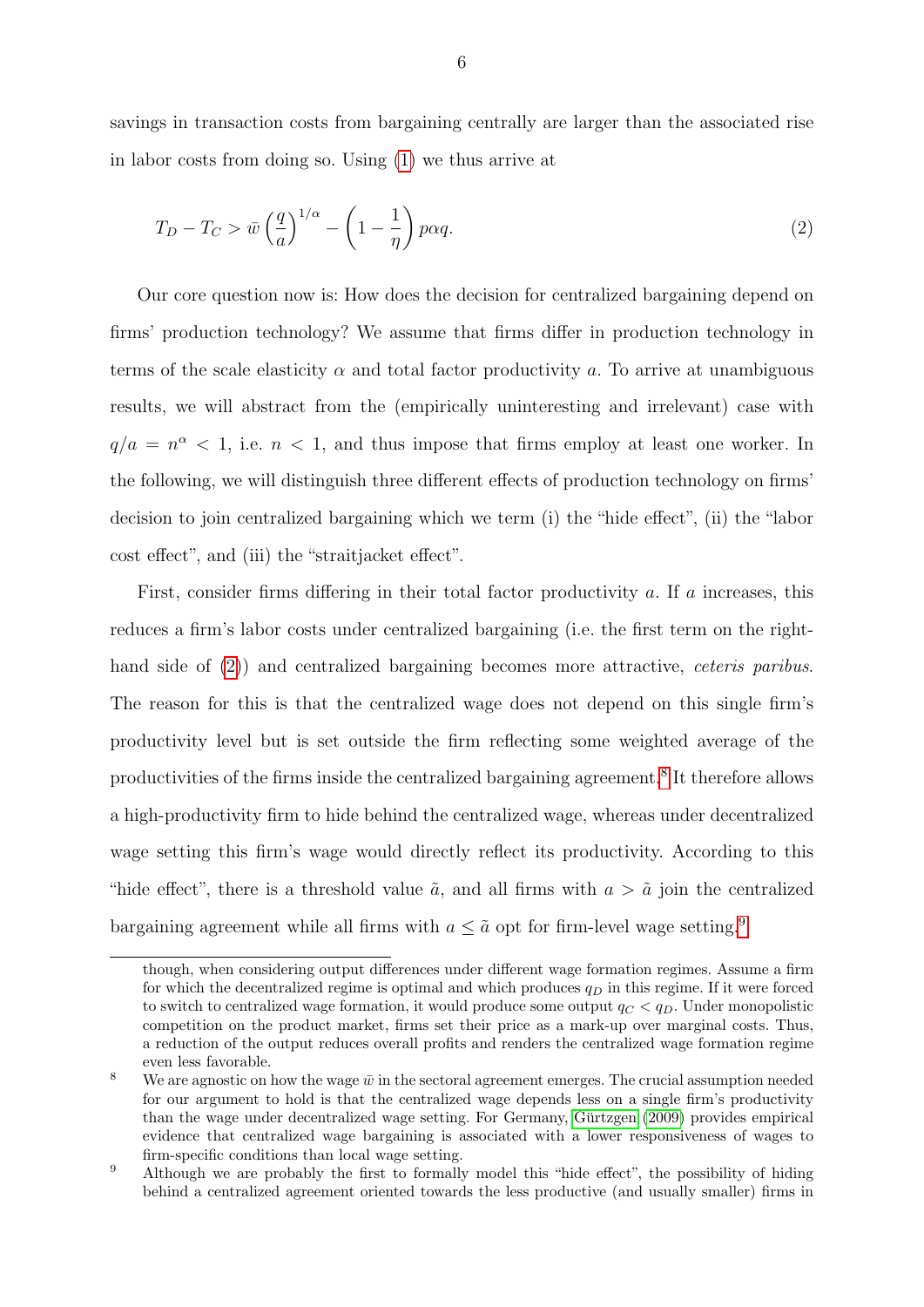savings in transaction costs from bargaining centrally are larger than the associated rise in labor costs from doing so. Using (1) we thus arrive at

$$T_D - T_C > \bar{w} \left(\frac{q}{a}\right)^{1/\alpha} - \left(1 - \frac{1}{\eta}\right) p\alpha q. \tag{2}$$

Our core question now is: How does the decision for centralized bargaining depend on firms' production technology? We assume that firms differ in production technology in terms of the scale elasticity $\alpha$ and total factor productivity $a$. To arrive at unambiguous results, we will abstract from the (empirically uninteresting and irrelevant) case with $q/a = n^{\alpha} < 1$, i.e. $n < 1$, and thus impose that firms employ at least one worker. In the following, we will distinguish three different effects of production technology on firms' decision to join centralized bargaining which we term (i) the "hide effect", (ii) the "labor cost effect", and (iii) the "straitjacket effect".

First, consider firms differing in their total factor productivity $a$. If $a$ increases, this reduces a firm's labor costs under centralized bargaining (i.e. the first term on the right-hand side of (2)) and centralized bargaining becomes more attractive, *ceteris paribus*. The reason for this is that the centralized wage does not depend on this single firm's productivity level but is set outside the firm reflecting some weighted average of the productivities of the firms inside the centralized bargaining agreement.[8] It therefore allows a high-productivity firm to hide behind the centralized wage, whereas under decentralized wage setting this firm's wage would directly reflect its productivity. According to this "hide effect", there is a threshold value $\tilde{a}$, and all firms with $a > \tilde{a}$ join the centralized bargaining agreement while all firms with $a \leq \tilde{a}$ opt for firm-level wage setting.[9]

---

though, when considering output differences under different wage formation regimes. Assume a firm for which the decentralized regime is optimal and which produces $q_D$ in this regime. If it were forced to switch to centralized wage formation, it would produce some output $q_C < q_D$. Under monopolistic competition on the product market, firms set their price as a mark-up over marginal costs. Thus, a reduction of the output reduces overall profits and renders the centralized wage formation regime even less favorable.

[8] We are agnostic on how the wage $\bar{w}$ in the sectoral agreement emerges. The crucial assumption needed for our argument to hold is that the centralized wage depends less on a single firm's productivity than the wage under decentralized wage setting. For Germany, Gürtzgen (2009) provides empirical evidence that centralized wage bargaining is associated with a lower responsiveness of wages to firm-specific conditions than local wage setting.

[9] Although we are probably the first to formally model this "hide effect", the possibility of hiding behind a centralized agreement oriented towards the less productive (and usually smaller) firms in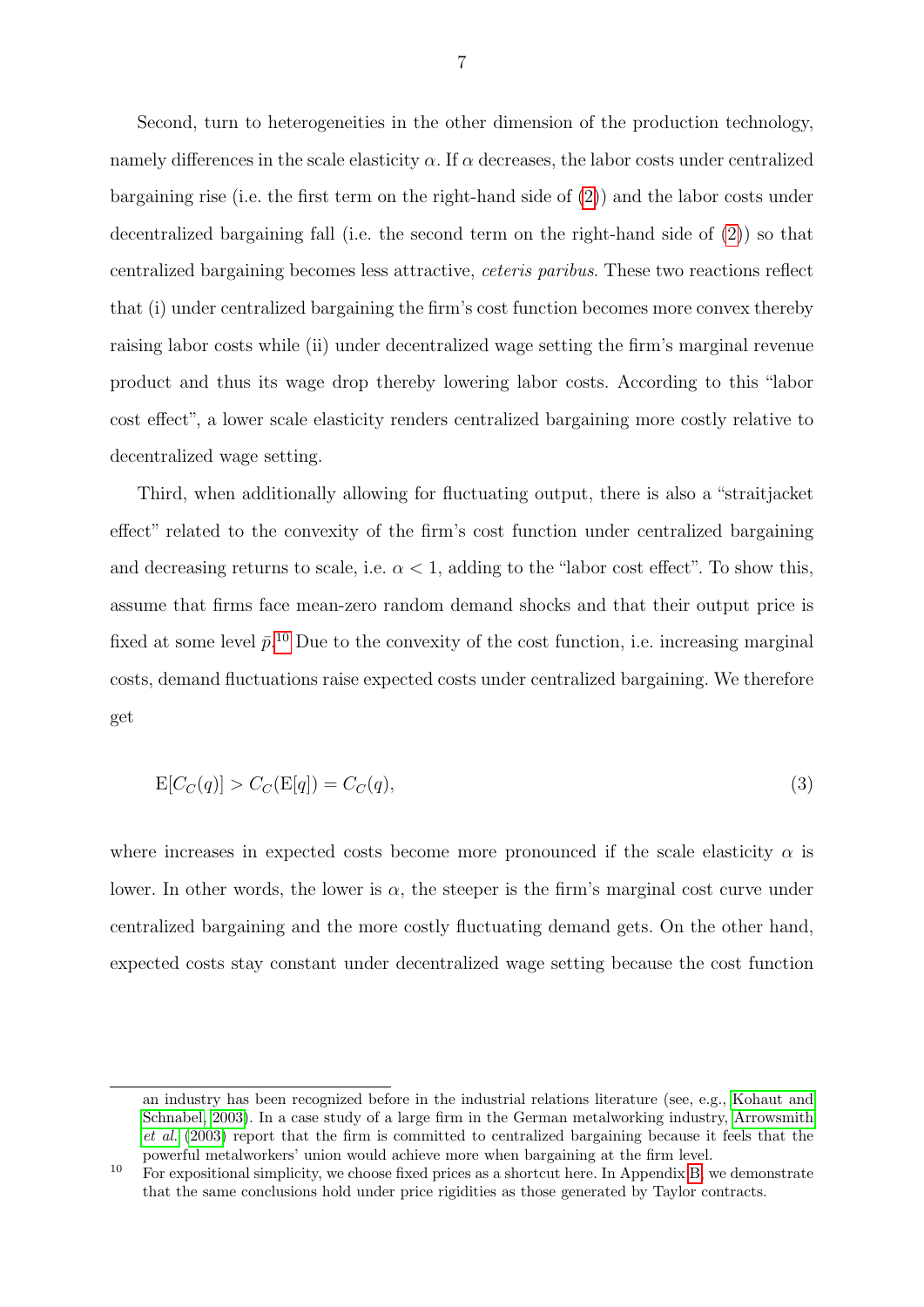Second, turn to heterogeneities in the other dimension of the production technology, namely differences in the scale elasticity $\alpha$. If $\alpha$ decreases, the labor costs under centralized bargaining rise (i.e. the first term on the right-hand side of (2)) and the labor costs under decentralized bargaining fall (i.e. the second term on the right-hand side of (2)) so that centralized bargaining becomes less attractive, *ceteris paribus*. These two reactions reflect that (i) under centralized bargaining the firm's cost function becomes more convex thereby raising labor costs while (ii) under decentralized wage setting the firm's marginal revenue product and thus its wage drop thereby lowering labor costs. According to this "labor cost effect", a lower scale elasticity renders centralized bargaining more costly relative to decentralized wage setting.

Third, when additionally allowing for fluctuating output, there is also a "straitjacket effect" related to the convexity of the firm's cost function under centralized bargaining and decreasing returns to scale, i.e. $\alpha < 1$, adding to the "labor cost effect". To show this, assume that firms face mean-zero random demand shocks and that their output price is fixed at some level $\bar{p}$.[10] Due to the convexity of the cost function, i.e. increasing marginal costs, demand fluctuations raise expected costs under centralized bargaining. We therefore get

$$\mathrm{E}[C_C(q)] > C_C(\mathrm{E}[q]) = C_C(q), \tag{3}$$

where increases in expected costs become more pronounced if the scale elasticity $\alpha$ is lower. In other words, the lower is $\alpha$, the steeper is the firm's marginal cost curve under centralized bargaining and the more costly fluctuating demand gets. On the other hand, expected costs stay constant under decentralized wage setting because the cost function

---

an industry has been recognized before in the industrial relations literature (see, e.g., Kohaut and Schnabel, 2003). In a case study of a large firm in the German metalworking industry, Arrowsmith *et al.* (2003) report that the firm is committed to centralized bargaining because it feels that the powerful metalworkers' union would achieve more when bargaining at the firm level.

[10] For expositional simplicity, we choose fixed prices as a shortcut here. In Appendix B, we demonstrate that the same conclusions hold under price rigidities as those generated by Taylor contracts.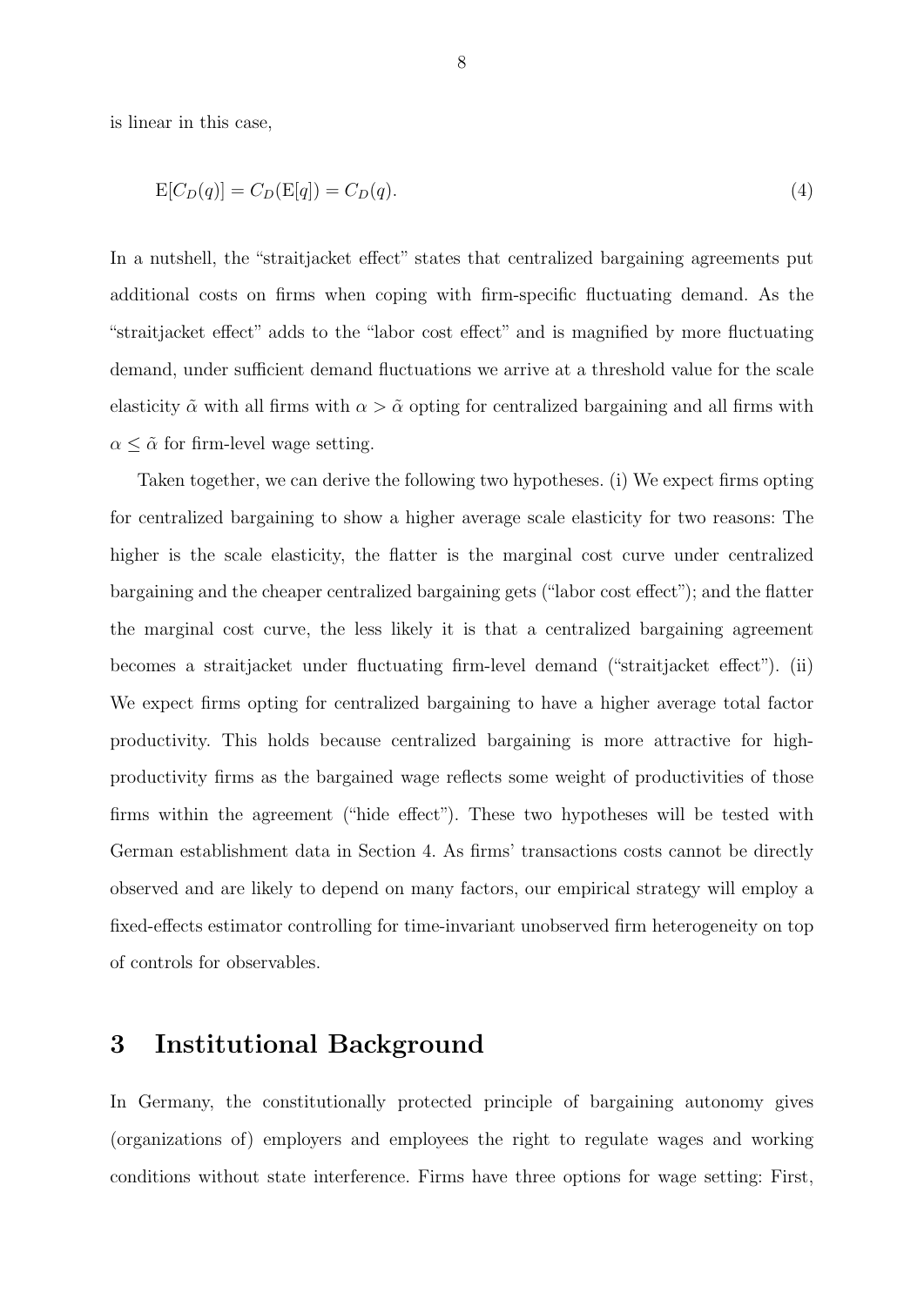is linear in this case,

$$\mathrm{E}[C_D(q)] = C_D(\mathrm{E}[q]) = C_D(q). \tag{4}$$

In a nutshell, the "straitjacket effect" states that centralized bargaining agreements put additional costs on firms when coping with firm-specific fluctuating demand. As the "straitjacket effect" adds to the "labor cost effect" and is magnified by more fluctuating demand, under sufficient demand fluctuations we arrive at a threshold value for the scale elasticity $\tilde{\alpha}$ with all firms with $\alpha > \tilde{\alpha}$ opting for centralized bargaining and all firms with $\alpha \leq \tilde{\alpha}$ for firm-level wage setting.

Taken together, we can derive the following two hypotheses. (i) We expect firms opting for centralized bargaining to show a higher average scale elasticity for two reasons: The higher is the scale elasticity, the flatter is the marginal cost curve under centralized bargaining and the cheaper centralized bargaining gets ("labor cost effect"); and the flatter the marginal cost curve, the less likely it is that a centralized bargaining agreement becomes a straitjacket under fluctuating firm-level demand ("straitjacket effect"). (ii) We expect firms opting for centralized bargaining to have a higher average total factor productivity. This holds because centralized bargaining is more attractive for high-productivity firms as the bargained wage reflects some weight of productivities of those firms within the agreement ("hide effect"). These two hypotheses will be tested with German establishment data in Section 4. As firms' transactions costs cannot be directly observed and are likely to depend on many factors, our empirical strategy will employ a fixed-effects estimator controlling for time-invariant unobserved firm heterogeneity on top of controls for observables.

# 3 Institutional Background

In Germany, the constitutionally protected principle of bargaining autonomy gives (organizations of) employers and employees the right to regulate wages and working conditions without state interference. Firms have three options for wage setting: First,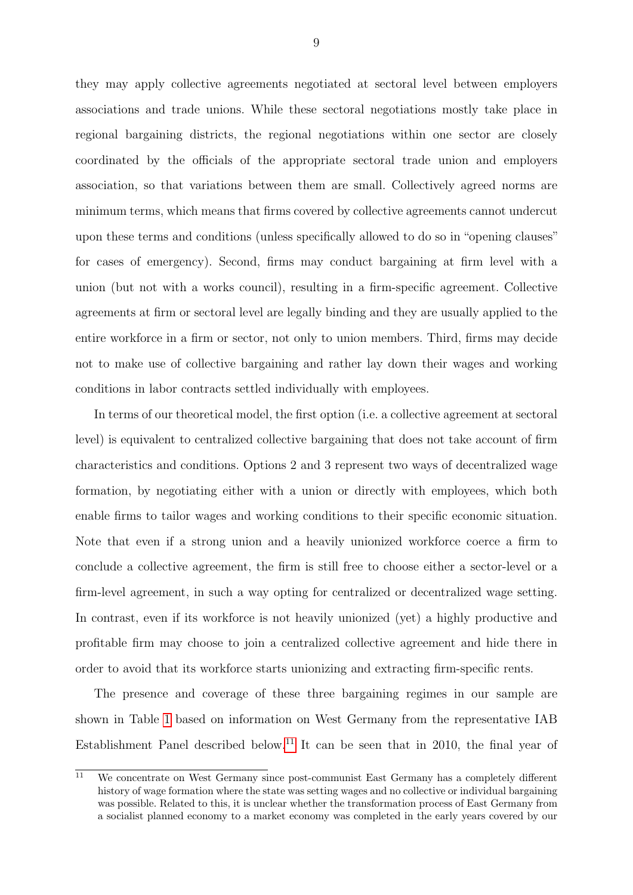they may apply collective agreements negotiated at sectoral level between employers associations and trade unions. While these sectoral negotiations mostly take place in regional bargaining districts, the regional negotiations within one sector are closely coordinated by the officials of the appropriate sectoral trade union and employers association, so that variations between them are small. Collectively agreed norms are minimum terms, which means that firms covered by collective agreements cannot undercut upon these terms and conditions (unless specifically allowed to do so in "opening clauses" for cases of emergency). Second, firms may conduct bargaining at firm level with a union (but not with a works council), resulting in a firm-specific agreement. Collective agreements at firm or sectoral level are legally binding and they are usually applied to the entire workforce in a firm or sector, not only to union members. Third, firms may decide not to make use of collective bargaining and rather lay down their wages and working conditions in labor contracts settled individually with employees.

In terms of our theoretical model, the first option (i.e. a collective agreement at sectoral level) is equivalent to centralized collective bargaining that does not take account of firm characteristics and conditions. Options 2 and 3 represent two ways of decentralized wage formation, by negotiating either with a union or directly with employees, which both enable firms to tailor wages and working conditions to their specific economic situation. Note that even if a strong union and a heavily unionized workforce coerce a firm to conclude a collective agreement, the firm is still free to choose either a sector-level or a firm-level agreement, in such a way opting for centralized or decentralized wage setting. In contrast, even if its workforce is not heavily unionized (yet) a highly productive and profitable firm may choose to join a centralized collective agreement and hide there in order to avoid that its workforce starts unionizing and extracting firm-specific rents.

The presence and coverage of these three bargaining regimes in our sample are shown in Table 1 based on information on West Germany from the representative IAB Establishment Panel described below.[11] It can be seen that in 2010, the final year of

[11] We concentrate on West Germany since post-communist East Germany has a completely different history of wage formation where the state was setting wages and no collective or individual bargaining was possible. Related to this, it is unclear whether the transformation process of East Germany from a socialist planned economy to a market economy was completed in the early years covered by our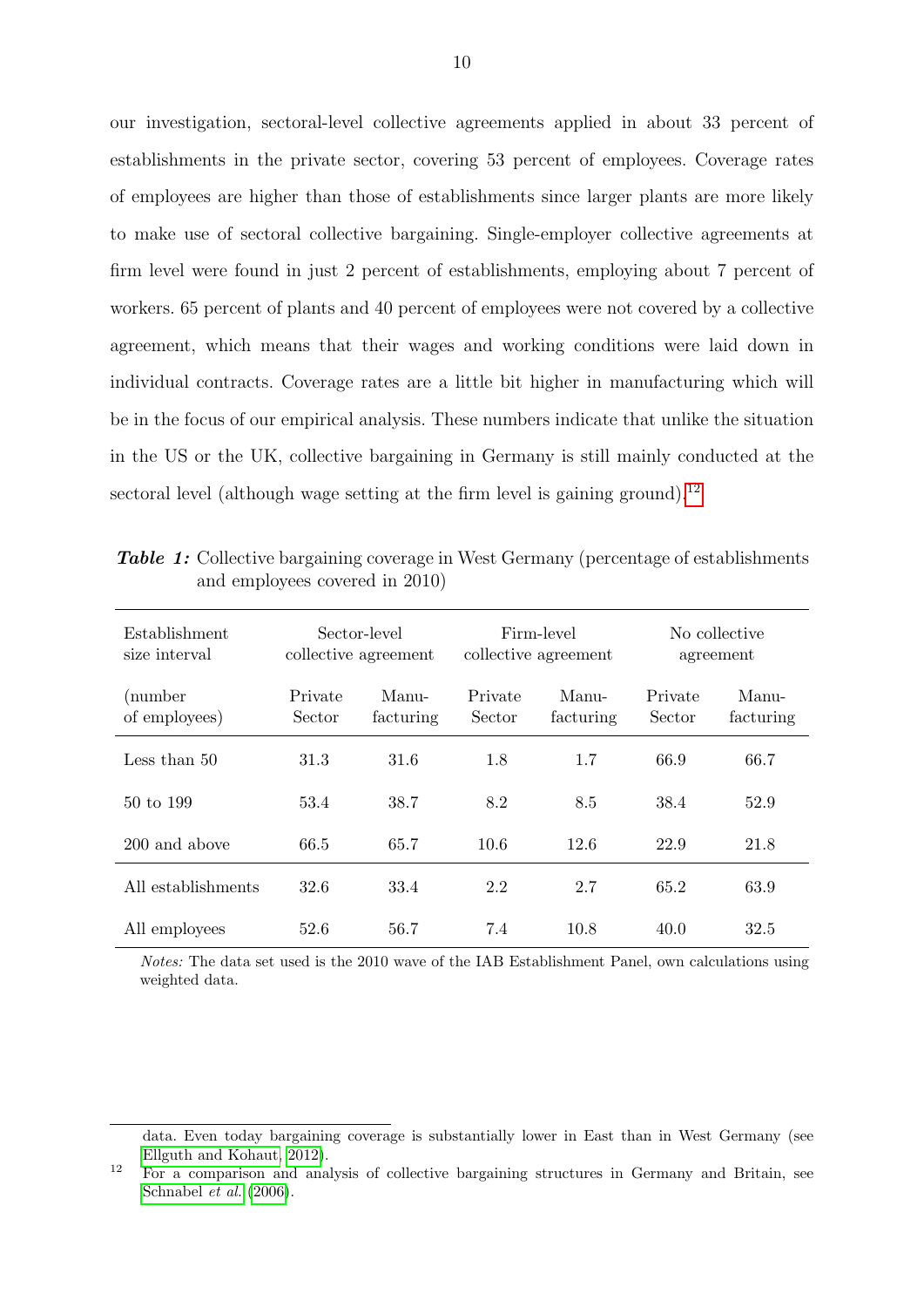our investigation, sectoral-level collective agreements applied in about 33 percent of establishments in the private sector, covering 53 percent of employees. Coverage rates of employees are higher than those of establishments since larger plants are more likely to make use of sectoral collective bargaining. Single-employer collective agreements at firm level were found in just 2 percent of establishments, employing about 7 percent of workers. 65 percent of plants and 40 percent of employees were not covered by a collective agreement, which means that their wages and working conditions were laid down in individual contracts. Coverage rates are a little bit higher in manufacturing which will be in the focus of our empirical analysis. These numbers indicate that unlike the situation in the US or the UK, collective bargaining in Germany is still mainly conducted at the sectoral level (although wage setting at the firm level is gaining ground).[12]

***Table 1:*** Collective bargaining coverage in West Germany (percentage of establishments and employees covered in 2010)

| Establishment size interval | Sector-level collective agreement | | Firm-level collective agreement | | No collective agreement | |
|---|---|---|---|---|---|---|
| (number of employees) | Private Sector | Manu-facturing | Private Sector | Manu-facturing | Private Sector | Manu-facturing |
| Less than 50 | 31.3 | 31.6 | 1.8 | 1.7 | 66.9 | 66.7 |
| 50 to 199 | 53.4 | 38.7 | 8.2 | 8.5 | 38.4 | 52.9 |
| 200 and above | 66.5 | 65.7 | 10.6 | 12.6 | 22.9 | 21.8 |
| All establishments | 32.6 | 33.4 | 2.2 | 2.7 | 65.2 | 63.9 |
| All employees | 52.6 | 56.7 | 7.4 | 10.8 | 40.0 | 32.5 |

*Notes:* The data set used is the 2010 wave of the IAB Establishment Panel, own calculations using weighted data.

---

data. Even today bargaining coverage is substantially lower in East than in West Germany (see Ellguth and Kohaut, 2012).

[12] For a comparison and analysis of collective bargaining structures in Germany and Britain, see Schnabel *et al.* (2006).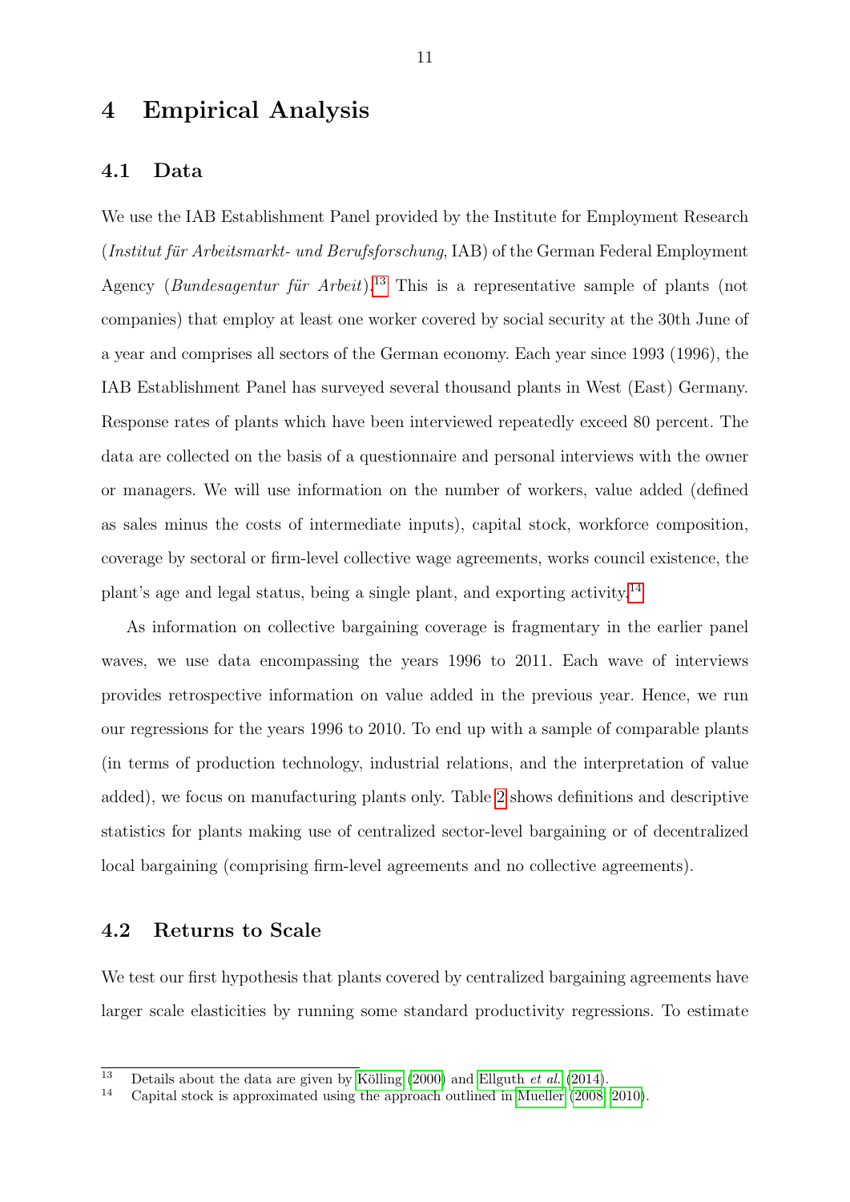# 4 Empirical Analysis

## 4.1 Data

We use the IAB Establishment Panel provided by the Institute for Employment Research (*Institut für Arbeitsmarkt- und Berufsforschung*, IAB) of the German Federal Employment Agency (*Bundesagentur für Arbeit*).[13] This is a representative sample of plants (not companies) that employ at least one worker covered by social security at the 30th June of a year and comprises all sectors of the German economy. Each year since 1993 (1996), the IAB Establishment Panel has surveyed several thousand plants in West (East) Germany. Response rates of plants which have been interviewed repeatedly exceed 80 percent. The data are collected on the basis of a questionnaire and personal interviews with the owner or managers. We will use information on the number of workers, value added (defined as sales minus the costs of intermediate inputs), capital stock, workforce composition, coverage by sectoral or firm-level collective wage agreements, works council existence, the plant's age and legal status, being a single plant, and exporting activity.[14]

As information on collective bargaining coverage is fragmentary in the earlier panel waves, we use data encompassing the years 1996 to 2011. Each wave of interviews provides retrospective information on value added in the previous year. Hence, we run our regressions for the years 1996 to 2010. To end up with a sample of comparable plants (in terms of production technology, industrial relations, and the interpretation of value added), we focus on manufacturing plants only. Table 2 shows definitions and descriptive statistics for plants making use of centralized sector-level bargaining or of decentralized local bargaining (comprising firm-level agreements and no collective agreements).

## 4.2 Returns to Scale

We test our first hypothesis that plants covered by centralized bargaining agreements have larger scale elasticities by running some standard productivity regressions. To estimate

---

[13] Details about the data are given by Kölling (2000) and Ellguth *et al.* (2014).

[14] Capital stock is approximated using the approach outlined in Mueller (2008, 2010).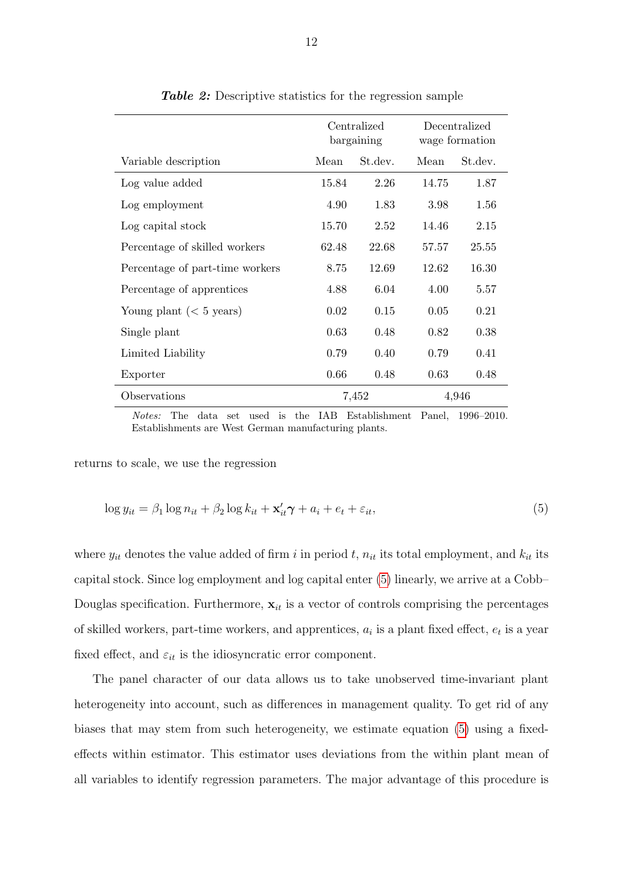***Table 2:*** Descriptive statistics for the regression sample

| | Centralized bargaining | | Decentralized wage formation | |
|---|---|---|---|---|
| Variable description | Mean | St.dev. | Mean | St.dev. |
| Log value added | 15.84 | 2.26 | 14.75 | 1.87 |
| Log employment | 4.90 | 1.83 | 3.98 | 1.56 |
| Log capital stock | 15.70 | 2.52 | 14.46 | 2.15 |
| Percentage of skilled workers | 62.48 | 22.68 | 57.57 | 25.55 |
| Percentage of part-time workers | 8.75 | 12.69 | 12.62 | 16.30 |
| Percentage of apprentices | 4.88 | 6.04 | 4.00 | 5.57 |
| Young plant (< 5 years) | 0.02 | 0.15 | 0.05 | 0.21 |
| Single plant | 0.63 | 0.48 | 0.82 | 0.38 |
| Limited Liability | 0.79 | 0.40 | 0.79 | 0.41 |
| Exporter | 0.66 | 0.48 | 0.63 | 0.48 |
| Observations | 7,452 | | 4,946 | |

*Notes:* The data set used is the IAB Establishment Panel, 1996–2010. Establishments are West German manufacturing plants.

returns to scale, we use the regression

$$\log y_{it} = \beta_1 \log n_{it} + \beta_2 \log k_{it} + \mathbf{x}_{it}'\boldsymbol{\gamma} + a_i + e_t + \varepsilon_{it}, \tag{5}$$

where $y_{it}$ denotes the value added of firm $i$ in period $t$, $n_{it}$ its total employment, and $k_{it}$ its capital stock. Since log employment and log capital enter (5) linearly, we arrive at a Cobb–Douglas specification. Furthermore, $\mathbf{x}_{it}$ is a vector of controls comprising the percentages of skilled workers, part-time workers, and apprentices, $a_i$ is a plant fixed effect, $e_t$ is a year fixed effect, and $\varepsilon_{it}$ is the idiosyncratic error component.

The panel character of our data allows us to take unobserved time-invariant plant heterogeneity into account, such as differences in management quality. To get rid of any biases that may stem from such heterogeneity, we estimate equation (5) using a fixed-effects within estimator. This estimator uses deviations from the within plant mean of all variables to identify regression parameters. The major advantage of this procedure is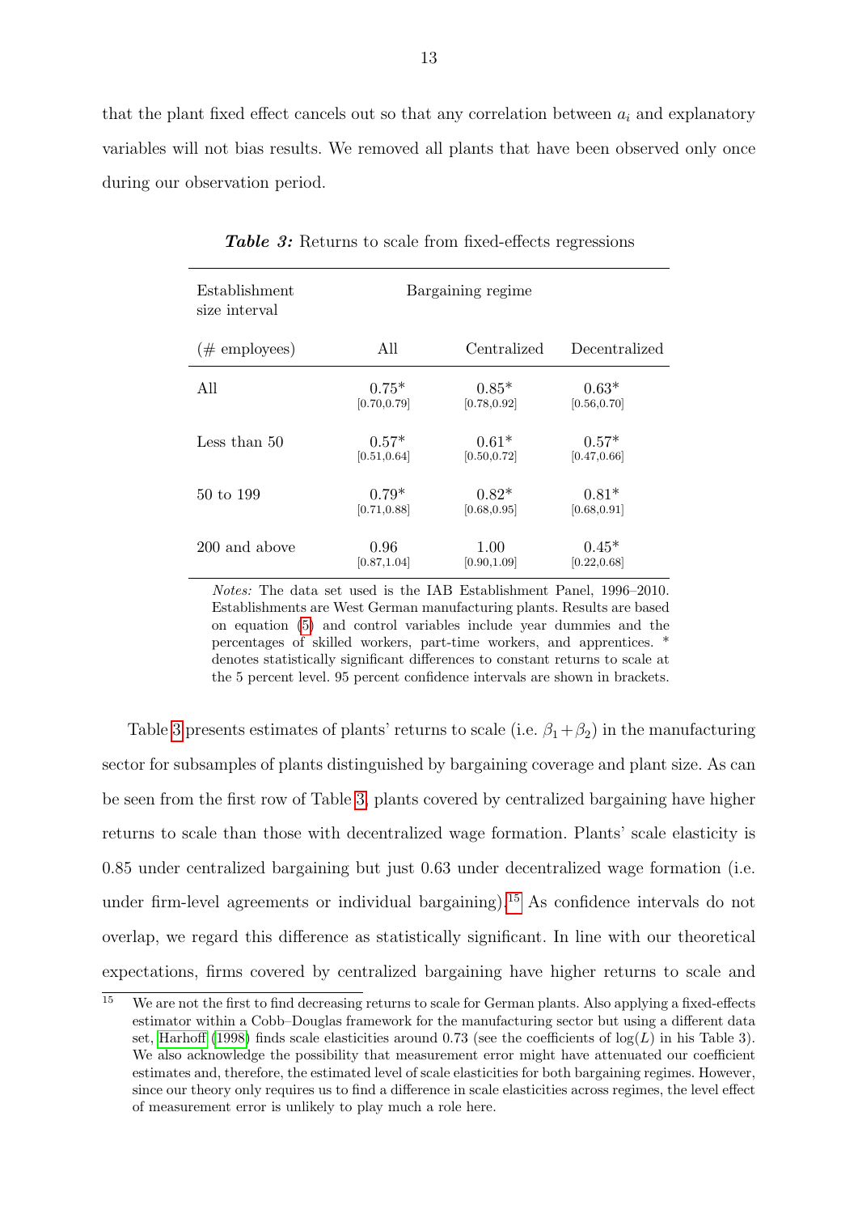that the plant fixed effect cancels out so that any correlation between $a_i$ and explanatory variables will not bias results. We removed all plants that have been observed only once during our observation period.

***Table 3:*** Returns to scale from fixed-effects regressions

| Establishment size interval | Bargaining regime | | |
|---|---|---|---|
| (# employees) | All | Centralized | Decentralized |
| All | 0.75* [0.70,0.79] | 0.85* [0.78,0.92] | 0.63* [0.56,0.70] |
| Less than 50 | 0.57* [0.51,0.64] | 0.61* [0.50,0.72] | 0.57* [0.47,0.66] |
| 50 to 199 | 0.79* [0.71,0.88] | 0.82* [0.68,0.95] | 0.81* [0.68,0.91] |
| 200 and above | 0.96 [0.87,1.04] | 1.00 [0.90,1.09] | 0.45* [0.22,0.68] |

*Notes:* The data set used is the IAB Establishment Panel, 1996–2010. Establishments are West German manufacturing plants. Results are based on equation (5) and control variables include year dummies and the percentages of skilled workers, part-time workers, and apprentices. * denotes statistically significant differences to constant returns to scale at the 5 percent level. 95 percent confidence intervals are shown in brackets.

Table 3 presents estimates of plants' returns to scale (i.e. $\beta_1 + \beta_2$) in the manufacturing sector for subsamples of plants distinguished by bargaining coverage and plant size. As can be seen from the first row of Table 3, plants covered by centralized bargaining have higher returns to scale than those with decentralized wage formation. Plants' scale elasticity is 0.85 under centralized bargaining but just 0.63 under decentralized wage formation (i.e. under firm-level agreements or individual bargaining).[15] As confidence intervals do not overlap, we regard this difference as statistically significant. In line with our theoretical expectations, firms covered by centralized bargaining have higher returns to scale and

[15] We are not the first to find decreasing returns to scale for German plants. Also applying a fixed-effects estimator within a Cobb–Douglas framework for the manufacturing sector but using a different data set, Harhoff (1998) finds scale elasticities around 0.73 (see the coefficients of $\log(L)$ in his Table 3). We also acknowledge the possibility that measurement error might have attenuated our coefficient estimates and, therefore, the estimated level of scale elasticities for both bargaining regimes. However, since our theory only requires us to find a difference in scale elasticities across regimes, the level effect of measurement error is unlikely to play much a role here.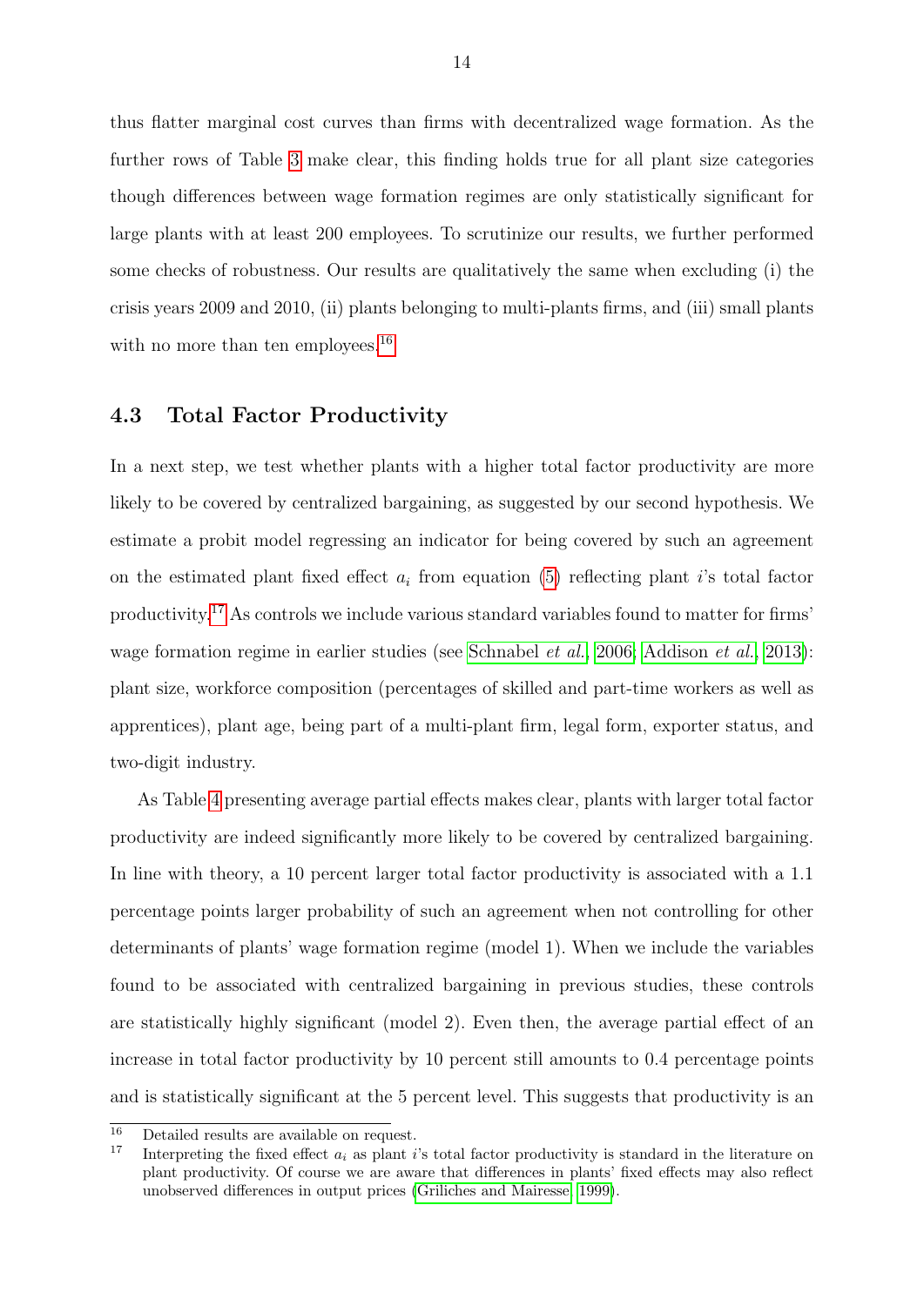thus flatter marginal cost curves than firms with decentralized wage formation. As the further rows of Table 3 make clear, this finding holds true for all plant size categories though differences between wage formation regimes are only statistically significant for large plants with at least 200 employees. To scrutinize our results, we further performed some checks of robustness. Our results are qualitatively the same when excluding (i) the crisis years 2009 and 2010, (ii) plants belonging to multi-plants firms, and (iii) small plants with no more than ten employees.[16]

### 4.3 Total Factor Productivity

In a next step, we test whether plants with a higher total factor productivity are more likely to be covered by centralized bargaining, as suggested by our second hypothesis. We estimate a probit model regressing an indicator for being covered by such an agreement on the estimated plant fixed effect $a_i$ from equation (5) reflecting plant $i$'s total factor productivity.[17] As controls we include various standard variables found to matter for firms' wage formation regime in earlier studies (see Schnabel *et al.*, 2006; Addison *et al.*, 2013): plant size, workforce composition (percentages of skilled and part-time workers as well as apprentices), plant age, being part of a multi-plant firm, legal form, exporter status, and two-digit industry.

As Table 4 presenting average partial effects makes clear, plants with larger total factor productivity are indeed significantly more likely to be covered by centralized bargaining. In line with theory, a 10 percent larger total factor productivity is associated with a 1.1 percentage points larger probability of such an agreement when not controlling for other determinants of plants' wage formation regime (model 1). When we include the variables found to be associated with centralized bargaining in previous studies, these controls are statistically highly significant (model 2). Even then, the average partial effect of an increase in total factor productivity by 10 percent still amounts to 0.4 percentage points and is statistically significant at the 5 percent level. This suggests that productivity is an

[16] Detailed results are available on request.

[17] Interpreting the fixed effect $a_i$ as plant $i$'s total factor productivity is standard in the literature on plant productivity. Of course we are aware that differences in plants' fixed effects may also reflect unobserved differences in output prices (Griliches and Mairesse, 1999).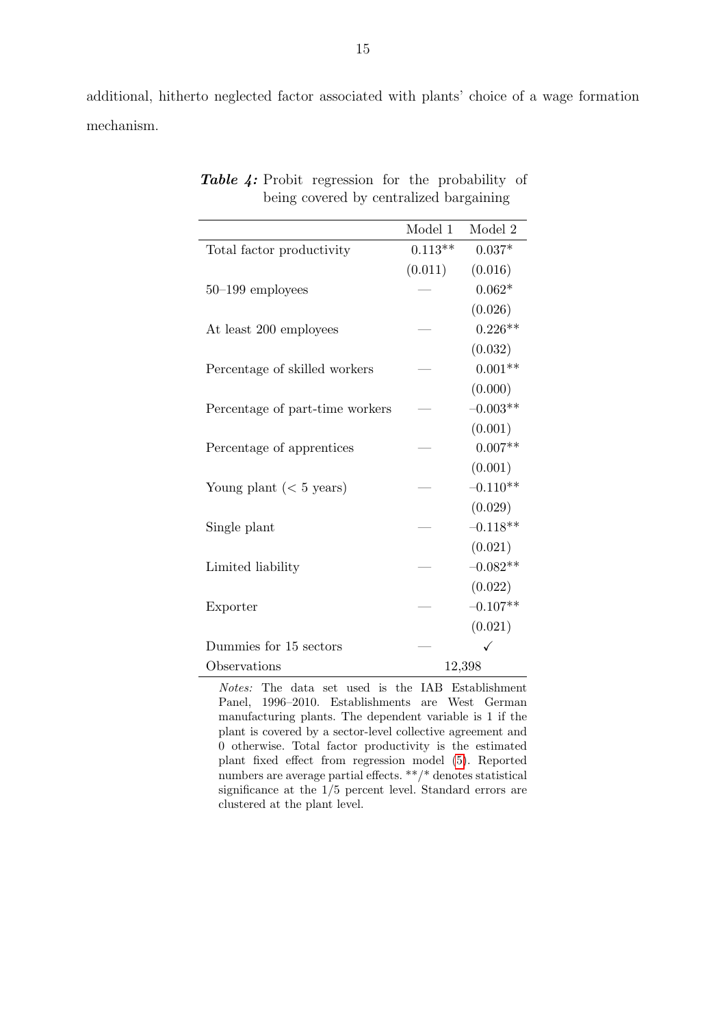additional, hitherto neglected factor associated with plants' choice of a wage formation mechanism.

***Table 4:*** Probit regression for the probability of being covered by centralized bargaining

| | Model 1 | Model 2 |
|---|---|---|
| Total factor productivity | 0.113** | 0.037* |
| | (0.011) | (0.016) |
| 50–199 employees | — | 0.062* |
| | | (0.026) |
| At least 200 employees | — | 0.226** |
| | | (0.032) |
| Percentage of skilled workers | — | 0.001** |
| | | (0.000) |
| Percentage of part-time workers | — | –0.003** |
| | | (0.001) |
| Percentage of apprentices | — | 0.007** |
| | | (0.001) |
| Young plant (< 5 years) | — | –0.110** |
| | | (0.029) |
| Single plant | — | –0.118** |
| | | (0.021) |
| Limited liability | — | –0.082** |
| | | (0.022) |
| Exporter | — | –0.107** |
| | | (0.021) |
| Dummies for 15 sectors | — | ✓ |
| Observations | 12,398 | |

*Notes:* The data set used is the IAB Establishment Panel, 1996–2010. Establishments are West German manufacturing plants. The dependent variable is 1 if the plant is covered by a sector-level collective agreement and 0 otherwise. Total factor productivity is the estimated plant fixed effect from regression model (5). Reported numbers are average partial effects. **/* denotes statistical significance at the 1/5 percent level. Standard errors are clustered at the plant level.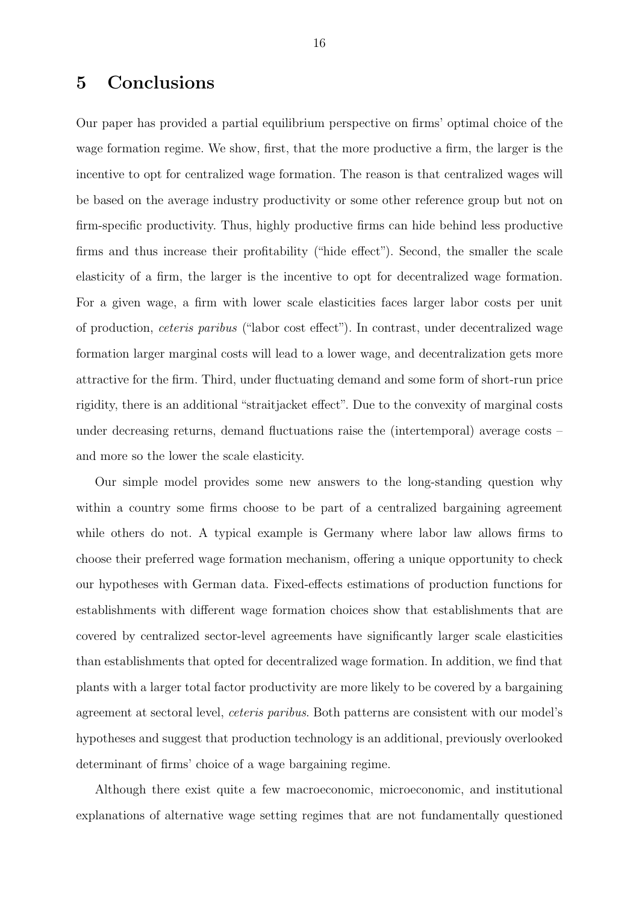# 5 Conclusions

Our paper has provided a partial equilibrium perspective on firms' optimal choice of the wage formation regime. We show, first, that the more productive a firm, the larger is the incentive to opt for centralized wage formation. The reason is that centralized wages will be based on the average industry productivity or some other reference group but not on firm-specific productivity. Thus, highly productive firms can hide behind less productive firms and thus increase their profitability ("hide effect"). Second, the smaller the scale elasticity of a firm, the larger is the incentive to opt for decentralized wage formation. For a given wage, a firm with lower scale elasticities faces larger labor costs per unit of production, *ceteris paribus* ("labor cost effect"). In contrast, under decentralized wage formation larger marginal costs will lead to a lower wage, and decentralization gets more attractive for the firm. Third, under fluctuating demand and some form of short-run price rigidity, there is an additional "straitjacket effect". Due to the convexity of marginal costs under decreasing returns, demand fluctuations raise the (intertemporal) average costs – and more so the lower the scale elasticity.

Our simple model provides some new answers to the long-standing question why within a country some firms choose to be part of a centralized bargaining agreement while others do not. A typical example is Germany where labor law allows firms to choose their preferred wage formation mechanism, offering a unique opportunity to check our hypotheses with German data. Fixed-effects estimations of production functions for establishments with different wage formation choices show that establishments that are covered by centralized sector-level agreements have significantly larger scale elasticities than establishments that opted for decentralized wage formation. In addition, we find that plants with a larger total factor productivity are more likely to be covered by a bargaining agreement at sectoral level, *ceteris paribus*. Both patterns are consistent with our model's hypotheses and suggest that production technology is an additional, previously overlooked determinant of firms' choice of a wage bargaining regime.

Although there exist quite a few macroeconomic, microeconomic, and institutional explanations of alternative wage setting regimes that are not fundamentally questioned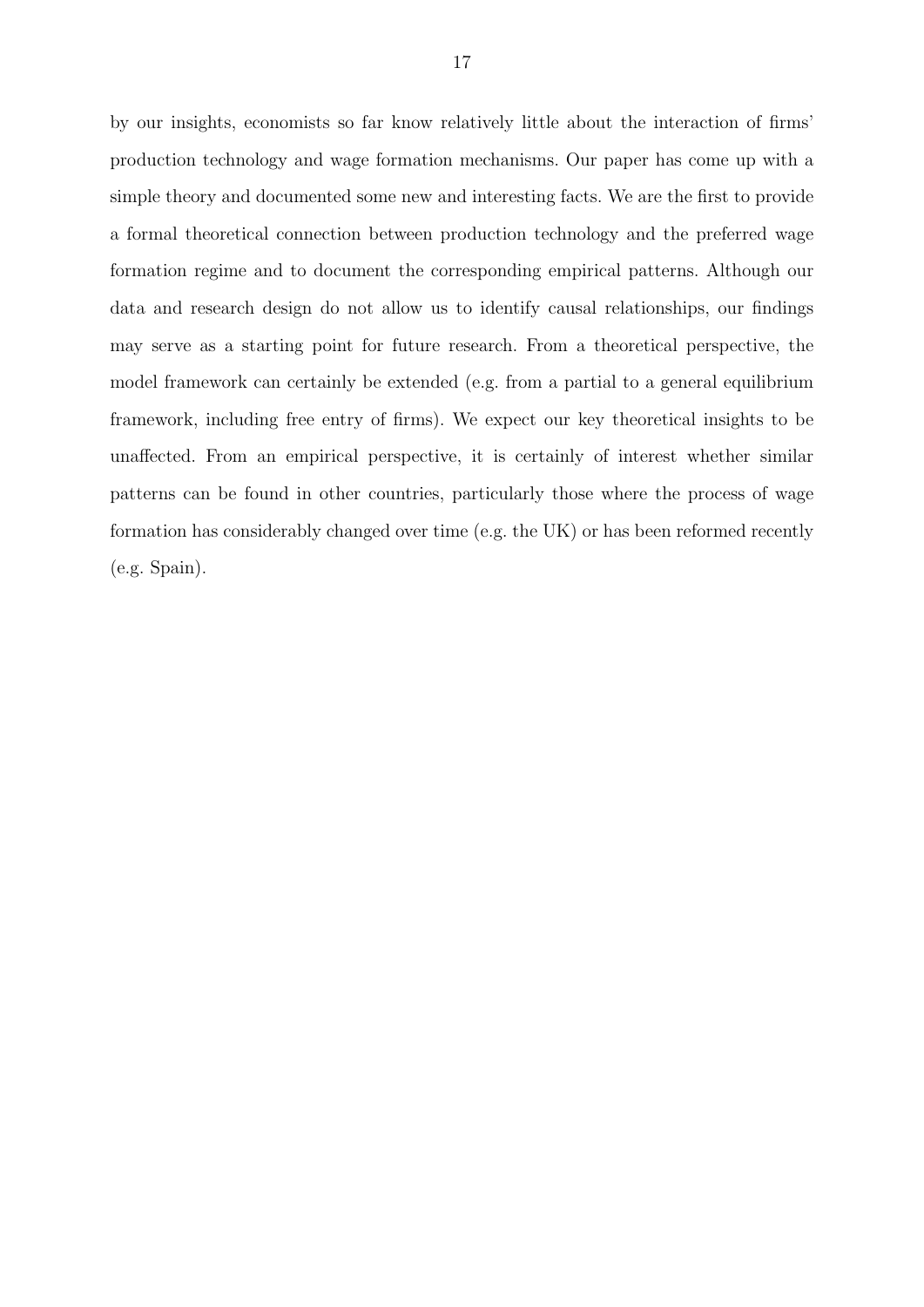by our insights, economists so far know relatively little about the interaction of firms' production technology and wage formation mechanisms. Our paper has come up with a simple theory and documented some new and interesting facts. We are the first to provide a formal theoretical connection between production technology and the preferred wage formation regime and to document the corresponding empirical patterns. Although our data and research design do not allow us to identify causal relationships, our findings may serve as a starting point for future research. From a theoretical perspective, the model framework can certainly be extended (e.g. from a partial to a general equilibrium framework, including free entry of firms). We expect our key theoretical insights to be unaffected. From an empirical perspective, it is certainly of interest whether similar patterns can be found in other countries, particularly those where the process of wage formation has considerably changed over time (e.g. the UK) or has been reformed recently (e.g. Spain).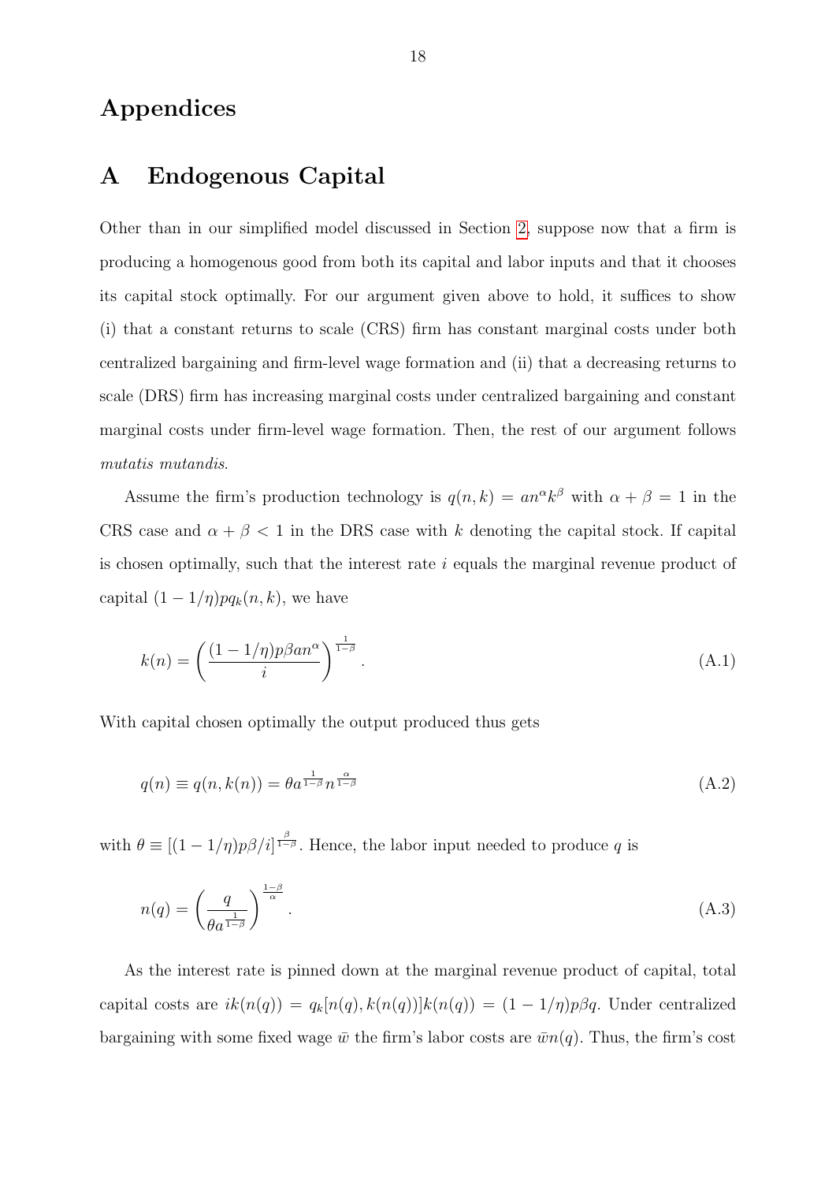# Appendices

## A Endogenous Capital

Other than in our simplified model discussed in Section 2, suppose now that a firm is producing a homogenous good from both its capital and labor inputs and that it chooses its capital stock optimally. For our argument given above to hold, it suffices to show (i) that a constant returns to scale (CRS) firm has constant marginal costs under both centralized bargaining and firm-level wage formation and (ii) that a decreasing returns to scale (DRS) firm has increasing marginal costs under centralized bargaining and constant marginal costs under firm-level wage formation. Then, the rest of our argument follows *mutatis mutandis*.

Assume the firm's production technology is $q(n,k) = an^{\alpha}k^{\beta}$ with $\alpha + \beta = 1$ in the CRS case and $\alpha + \beta < 1$ in the DRS case with $k$ denoting the capital stock. If capital is chosen optimally, such that the interest rate $i$ equals the marginal revenue product of capital $(1 - 1/\eta)pq_k(n,k)$, we have

$$k(n) = \left(\frac{(1 - 1/\eta)p\beta a n^{\alpha}}{i}\right)^{\frac{1}{1-\beta}}. \tag{A.1}$$

With capital chosen optimally the output produced thus gets

$$q(n) \equiv q(n, k(n)) = \theta a^{\frac{1}{1-\beta}} n^{\frac{\alpha}{1-\beta}} \tag{A.2}$$

with $\theta \equiv [(1 - 1/\eta)p\beta/i]^{\frac{\beta}{1-\beta}}$. Hence, the labor input needed to produce $q$ is

$$n(q) = \left(\frac{q}{\theta a^{\frac{1}{1-\beta}}}\right)^{\frac{1-\beta}{\alpha}}. \tag{A.3}$$

As the interest rate is pinned down at the marginal revenue product of capital, total capital costs are $ik(n(q)) = q_k[n(q), k(n(q))]k(n(q)) = (1 - 1/\eta)p\beta q$. Under centralized bargaining with some fixed wage $\bar{w}$ the firm's labor costs are $\bar{w}n(q)$. Thus, the firm's cost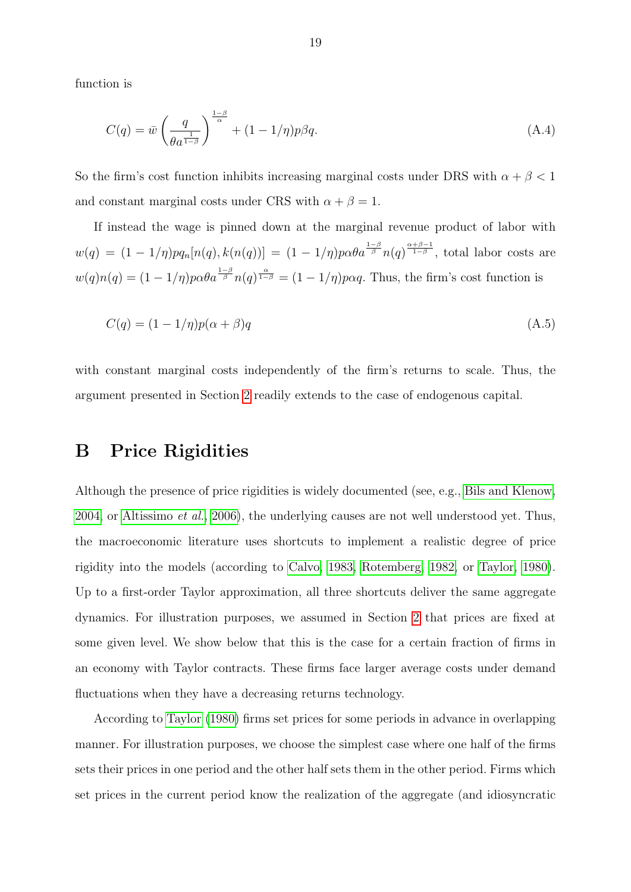function is

$$C(q) = \bar{w} \left( \frac{q}{\theta a^{\frac{1}{1-\beta}}} \right)^{\frac{1-\beta}{\alpha}} + (1 - 1/\eta) p \beta q. \tag{A.4}$$

So the firm's cost function inhibits increasing marginal costs under DRS with $\alpha + \beta < 1$ and constant marginal costs under CRS with $\alpha + \beta = 1$.

If instead the wage is pinned down at the marginal revenue product of labor with $w(q) = (1 - 1/\eta) p q_n[n(q), k(n(q))] = (1 - 1/\eta) p \alpha \theta a^{\frac{1-\beta}{\beta}} n(q)^{\frac{\alpha+\beta-1}{1-\beta}}$, total labor costs are $w(q)n(q) = (1 - 1/\eta) p \alpha \theta a^{\frac{1-\beta}{\beta}} n(q)^{\frac{\alpha}{1-\beta}} = (1 - 1/\eta) p \alpha q$. Thus, the firm's cost function is

$$C(q) = (1 - 1/\eta) p (\alpha + \beta) q \tag{A.5}$$

with constant marginal costs independently of the firm's returns to scale. Thus, the argument presented in Section 2 readily extends to the case of endogenous capital.

# B Price Rigidities

Although the presence of price rigidities is widely documented (see, e.g., Bils and Klenow, 2004, or Altissimo *et al.*, 2006), the underlying causes are not well understood yet. Thus, the macroeconomic literature uses shortcuts to implement a realistic degree of price rigidity into the models (according to Calvo, 1983, Rotemberg, 1982, or Taylor, 1980). Up to a first-order Taylor approximation, all three shortcuts deliver the same aggregate dynamics. For illustration purposes, we assumed in Section 2 that prices are fixed at some given level. We show below that this is the case for a certain fraction of firms in an economy with Taylor contracts. These firms face larger average costs under demand fluctuations when they have a decreasing returns technology.

According to Taylor (1980) firms set prices for some periods in advance in overlapping manner. For illustration purposes, we choose the simplest case where one half of the firms sets their prices in one period and the other half sets them in the other period. Firms which set prices in the current period know the realization of the aggregate (and idiosyncratic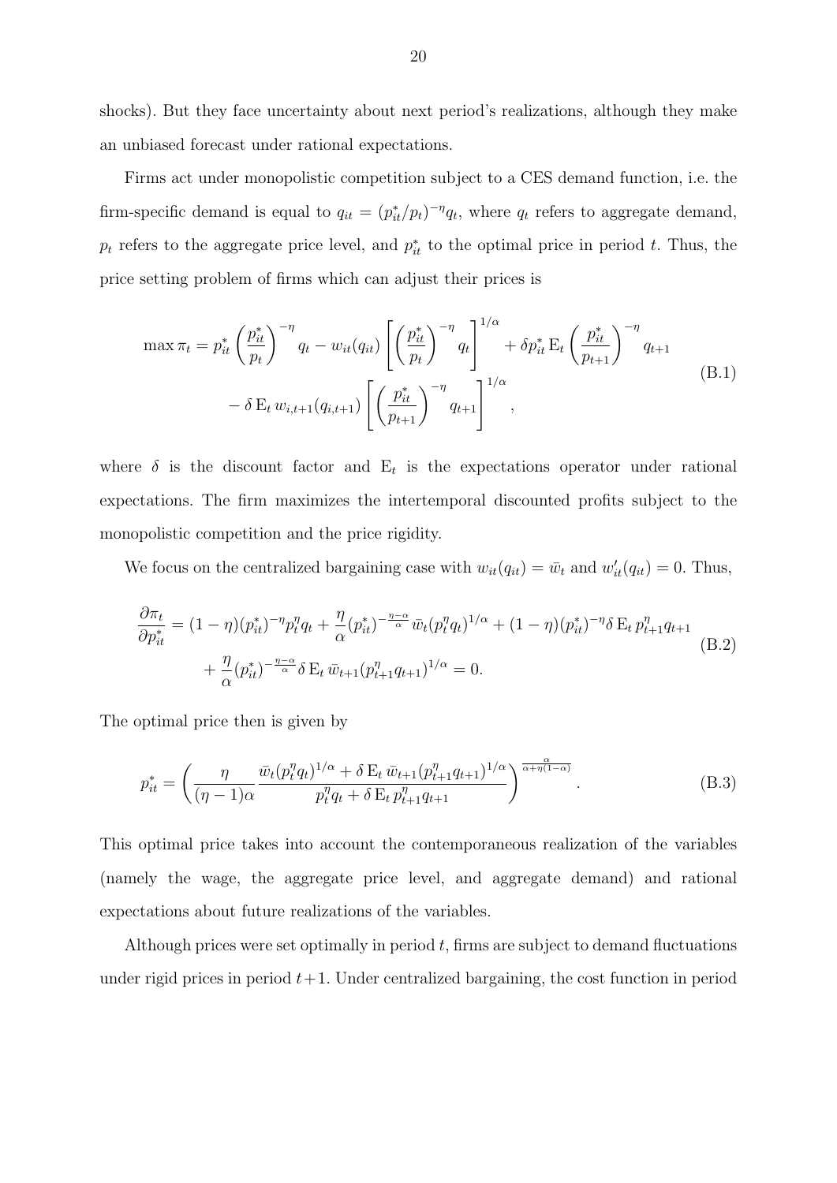shocks). But they face uncertainty about next period's realizations, although they make an unbiased forecast under rational expectations.

Firms act under monopolistic competition subject to a CES demand function, i.e. the firm-specific demand is equal to $q_{it} = (p^*_{it}/p_t)^{-\eta} q_t$, where $q_t$ refers to aggregate demand, $p_t$ refers to the aggregate price level, and $p^*_{it}$ to the optimal price in period $t$. Thus, the price setting problem of firms which can adjust their prices is

$$
\begin{aligned}
\max \pi_t = p^*_{it} \left(\frac{p^*_{it}}{p_t}\right)^{-\eta} q_t - w_{it}(q_{it}) \left[\left(\frac{p^*_{it}}{p_t}\right)^{-\eta} q_t\right]^{1/\alpha} + \delta p^*_{it} \, \mathrm{E}_t \left(\frac{p^*_{it}}{p_{t+1}}\right)^{-\eta} q_{t+1} \\
- \delta \, \mathrm{E}_t \, w_{i,t+1}(q_{i,t+1}) \left[\left(\frac{p^*_{it}}{p_{t+1}}\right)^{-\eta} q_{t+1}\right]^{1/\alpha},
\end{aligned}
\tag{B.1}
$$

where $\delta$ is the discount factor and $\mathrm{E}_t$ is the expectations operator under rational expectations. The firm maximizes the intertemporal discounted profits subject to the monopolistic competition and the price rigidity.

We focus on the centralized bargaining case with $w_{it}(q_{it}) = \bar{w}_t$ and $w'_{it}(q_{it}) = 0$. Thus,

$$
\begin{aligned}
\frac{\partial \pi_t}{\partial p^*_{it}} = (1-\eta)(p^*_{it})^{-\eta} p^\eta_t q_t + \frac{\eta}{\alpha}(p^*_{it})^{-\frac{\eta-\alpha}{\alpha}} \bar{w}_t (p^\eta_t q_t)^{1/\alpha} + (1-\eta)(p^*_{it})^{-\eta} \delta \, \mathrm{E}_t \, p^\eta_{t+1} q_{t+1} \\
+ \frac{\eta}{\alpha}(p^*_{it})^{-\frac{\eta-\alpha}{\alpha}} \delta \, \mathrm{E}_t \, \bar{w}_{t+1} (p^\eta_{t+1} q_{t+1})^{1/\alpha} = 0.
\end{aligned}
\tag{B.2}
$$

The optimal price then is given by

$$
p^*_{it} = \left( \frac{\eta}{(\eta-1)\alpha} \frac{\bar{w}_t (p^\eta_t q_t)^{1/\alpha} + \delta \, \mathrm{E}_t \, \bar{w}_{t+1} (p^\eta_{t+1} q_{t+1})^{1/\alpha}}{p^\eta_t q_t + \delta \, \mathrm{E}_t \, p^\eta_{t+1} q_{t+1}} \right)^{\frac{\alpha}{\alpha + \eta(1-\alpha)}}.
\tag{B.3}
$$

This optimal price takes into account the contemporaneous realization of the variables (namely the wage, the aggregate price level, and aggregate demand) and rational expectations about future realizations of the variables.

Although prices were set optimally in period $t$, firms are subject to demand fluctuations under rigid prices in period $t+1$. Under centralized bargaining, the cost function in period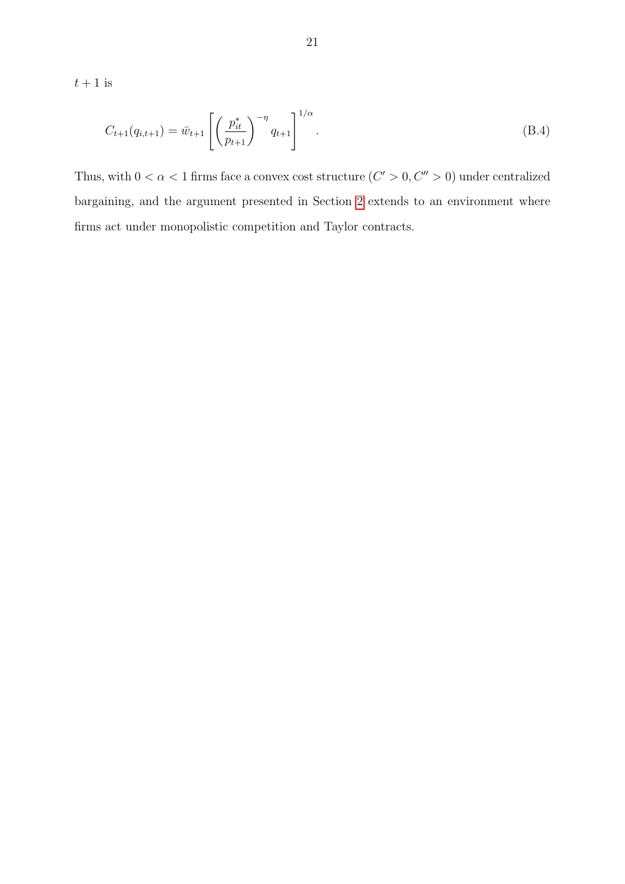$t + 1$ is

$$C_{t+1}(q_{i,t+1}) = \bar{w}_{t+1} \left[ \left( \frac{p^*_{it}}{p_{t+1}} \right)^{-\eta} q_{t+1} \right]^{1/\alpha}. \tag{B.4}$$

Thus, with $0 < \alpha < 1$ firms face a convex cost structure ($C' > 0, C'' > 0$) under centralized bargaining, and the argument presented in Section 2 extends to an environment where firms act under monopolistic competition and Taylor contracts.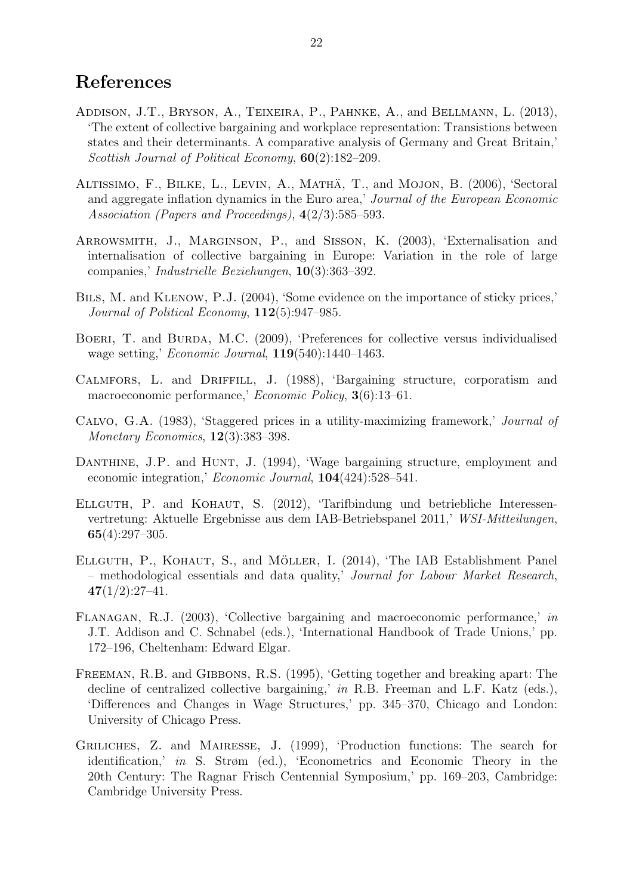# References

Addison, J.T., Bryson, A., Teixeira, P., Pahnke, A., and Bellmann, L. (2013), 'The extent of collective bargaining and workplace representation: Transistions between states and their determinants. A comparative analysis of Germany and Great Britain,' *Scottish Journal of Political Economy*, **60**(2):182–209.

Altissimo, F., Bilke, L., Levin, A., Mathä, T., and Mojon, B. (2006), 'Sectoral and aggregate inflation dynamics in the Euro area,' *Journal of the European Economic Association (Papers and Proceedings)*, **4**(2/3):585–593.

Arrowsmith, J., Marginson, P., and Sisson, K. (2003), 'Externalisation and internalisation of collective bargaining in Europe: Variation in the role of large companies,' *Industrielle Beziehungen*, **10**(3):363–392.

Bils, M. and Klenow, P.J. (2004), 'Some evidence on the importance of sticky prices,' *Journal of Political Economy*, **112**(5):947–985.

Boeri, T. and Burda, M.C. (2009), 'Preferences for collective versus individualised wage setting,' *Economic Journal*, **119**(540):1440–1463.

Calmfors, L. and Driffill, J. (1988), 'Bargaining structure, corporatism and macroeconomic performance,' *Economic Policy*, **3**(6):13–61.

Calvo, G.A. (1983), 'Staggered prices in a utility-maximizing framework,' *Journal of Monetary Economics*, **12**(3):383–398.

Danthine, J.P. and Hunt, J. (1994), 'Wage bargaining structure, employment and economic integration,' *Economic Journal*, **104**(424):528–541.

Ellguth, P. and Kohaut, S. (2012), 'Tarifbindung und betriebliche Interessenvertretung: Aktuelle Ergebnisse aus dem IAB-Betriebspanel 2011,' *WSI-Mitteilungen*, **65**(4):297–305.

Ellguth, P., Kohaut, S., and Möller, I. (2014), 'The IAB Establishment Panel – methodological essentials and data quality,' *Journal for Labour Market Research*, **47**(1/2):27–41.

Flanagan, R.J. (2003), 'Collective bargaining and macroeconomic performance,' *in* J.T. Addison and C. Schnabel (eds.), 'International Handbook of Trade Unions,' pp. 172–196, Cheltenham: Edward Elgar.

Freeman, R.B. and Gibbons, R.S. (1995), 'Getting together and breaking apart: The decline of centralized collective bargaining,' *in* R.B. Freeman and L.F. Katz (eds.), 'Differences and Changes in Wage Structures,' pp. 345–370, Chicago and London: University of Chicago Press.

Griliches, Z. and Mairesse, J. (1999), 'Production functions: The search for identification,' *in* S. Strøm (ed.), 'Econometrics and Economic Theory in the 20th Century: The Ragnar Frisch Centennial Symposium,' pp. 169–203, Cambridge: Cambridge University Press.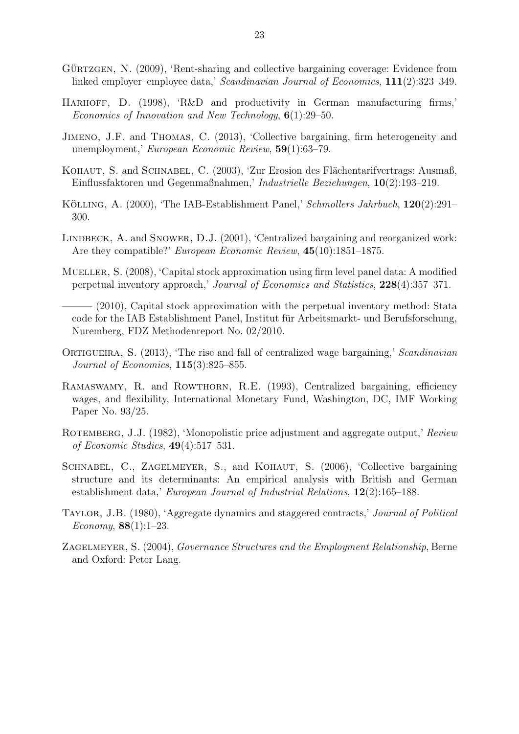Gürtzgen, N. (2009), 'Rent-sharing and collective bargaining coverage: Evidence from linked employer–employee data,' *Scandinavian Journal of Economics*, **111**(2):323–349.

Harhoff, D. (1998), 'R&D and productivity in German manufacturing firms,' *Economics of Innovation and New Technology*, **6**(1):29–50.

Jimeno, J.F. and Thomas, C. (2013), 'Collective bargaining, firm heterogeneity and unemployment,' *European Economic Review*, **59**(1):63–79.

Kohaut, S. and Schnabel, C. (2003), 'Zur Erosion des Flächentarifvertrags: Ausmaß, Einflussfaktoren und Gegenmaßnahmen,' *Industrielle Beziehungen*, **10**(2):193–219.

Kölling, A. (2000), 'The IAB-Establishment Panel,' *Schmollers Jahrbuch*, **120**(2):291–300.

Lindbeck, A. and Snower, D.J. (2001), 'Centralized bargaining and reorganized work: Are they compatible?' *European Economic Review*, **45**(10):1851–1875.

Mueller, S. (2008), 'Capital stock approximation using firm level panel data: A modified perpetual inventory approach,' *Journal of Economics and Statistics*, **228**(4):357–371.

——— (2010), Capital stock approximation with the perpetual inventory method: Stata code for the IAB Establishment Panel, Institut für Arbeitsmarkt- und Berufsforschung, Nuremberg, FDZ Methodenreport No. 02/2010.

Ortigueira, S. (2013), 'The rise and fall of centralized wage bargaining,' *Scandinavian Journal of Economics*, **115**(3):825–855.

Ramaswamy, R. and Rowthorn, R.E. (1993), Centralized bargaining, efficiency wages, and flexibility, International Monetary Fund, Washington, DC, IMF Working Paper No. 93/25.

Rotemberg, J.J. (1982), 'Monopolistic price adjustment and aggregate output,' *Review of Economic Studies*, **49**(4):517–531.

Schnabel, C., Zagelmeyer, S., and Kohaut, S. (2006), 'Collective bargaining structure and its determinants: An empirical analysis with British and German establishment data,' *European Journal of Industrial Relations*, **12**(2):165–188.

Taylor, J.B. (1980), 'Aggregate dynamics and staggered contracts,' *Journal of Political Economy*, **88**(1):1–23.

Zagelmeyer, S. (2004), *Governance Structures and the Employment Relationship*, Berne and Oxford: Peter Lang.